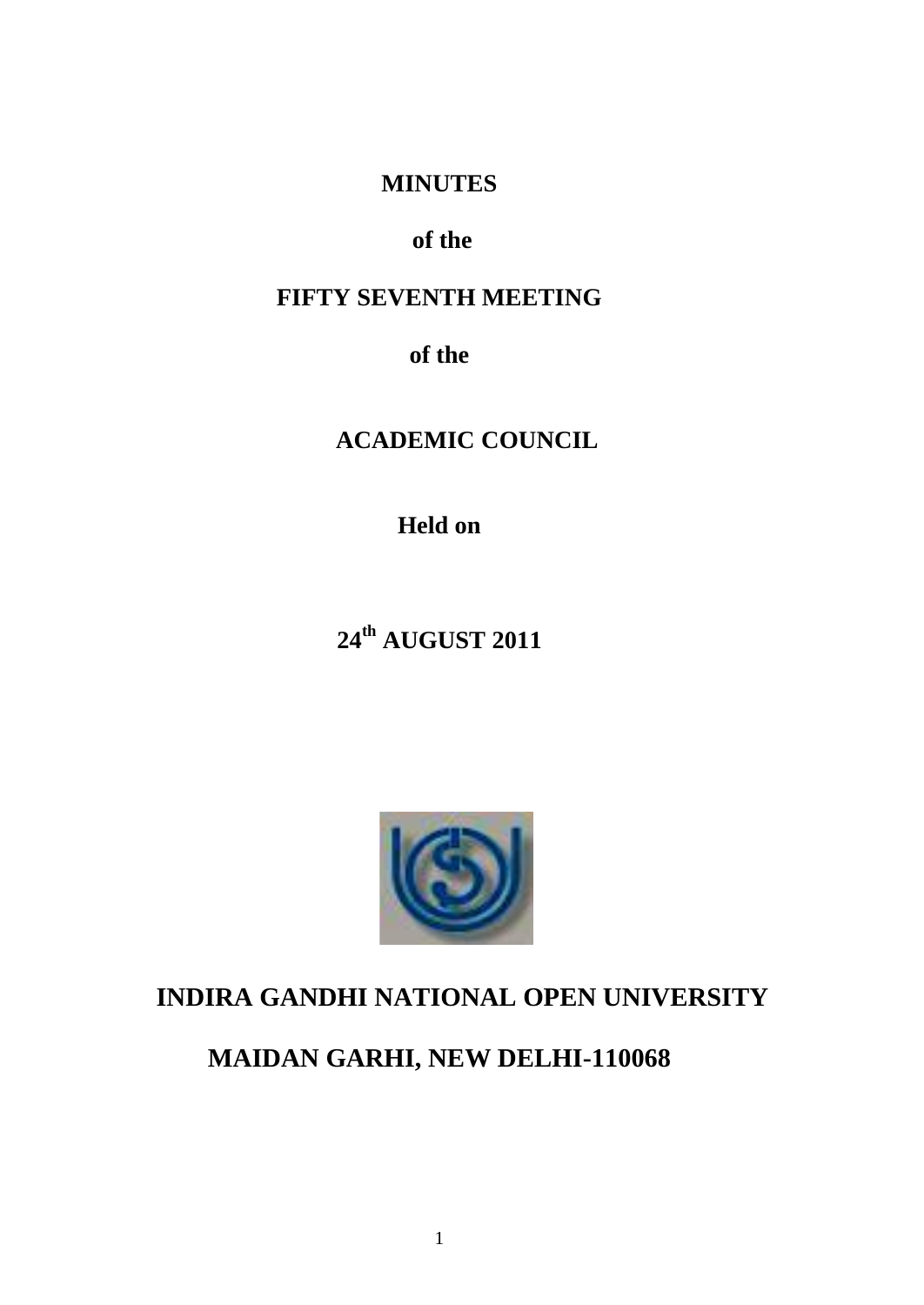# MINUTES

**of the**

# FIFTY SEVENTH MEETING

**of the**

# ACADEMIC COUNCIL

**Held on**

**24th AUGUST 2011**

# INDIRA GANDHI NATIONAL OPEN UNIVERSITY

## MAIDAN GARHI, NEW DELHI-110068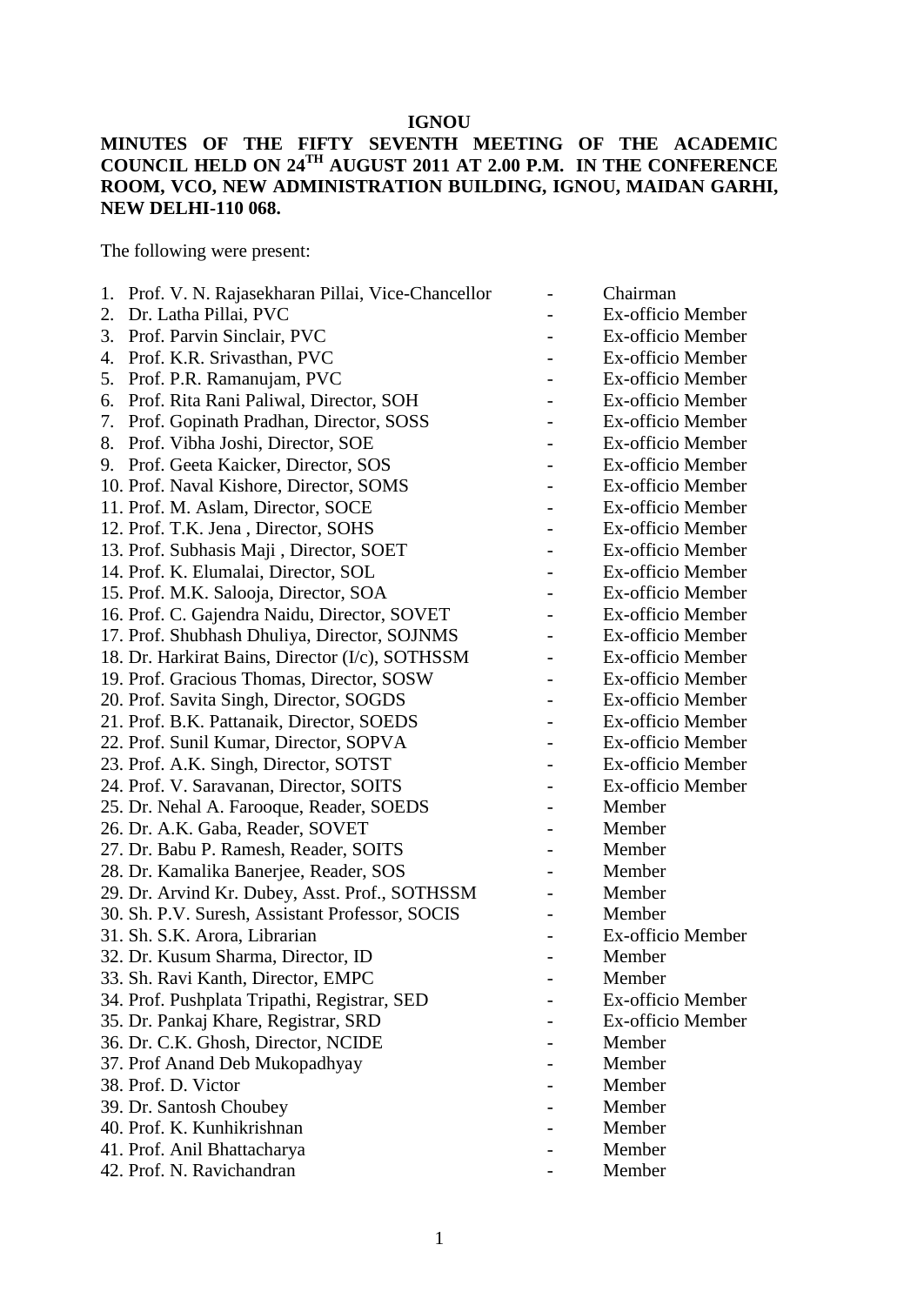**IGNOU**

**MINUTES OF THE FIFTY SEVENTH MEETING OF THE ACADEMIC COUNCIL HELD ON 24TH AUGUST 2011 AT 2.00 P.M. IN THE CONFERENCE ROOM, VCO, NEW ADMINISTRATION BUILDING, IGNOU, MAIDAN GARHI, NEW DELHI-110 068.**

The following were present:

| | | |
|---|---|---|
| 1. Prof. V. N. Rajasekharan Pillai, Vice-Chancellor | - | Chairman |
| 2. Dr. Latha Pillai, PVC | - | Ex-officio Member |
| 3. Prof. Parvin Sinclair, PVC | - | Ex-officio Member |
| 4. Prof. K.R. Srivasthan, PVC | - | Ex-officio Member |
| 5. Prof. P.R. Ramanujam, PVC | - | Ex-officio Member |
| 6. Prof. Rita Rani Paliwal, Director, SOH | - | Ex-officio Member |
| 7. Prof. Gopinath Pradhan, Director, SOSS | - | Ex-officio Member |
| 8. Prof. Vibha Joshi, Director, SOE | - | Ex-officio Member |
| 9. Prof. Geeta Kaicker, Director, SOS | - | Ex-officio Member |
| 10. Prof. Naval Kishore, Director, SOMS | - | Ex-officio Member |
| 11. Prof. M. Aslam, Director, SOCE | - | Ex-officio Member |
| 12. Prof. T.K. Jena , Director, SOHS | - | Ex-officio Member |
| 13. Prof. Subhasis Maji , Director, SOET | - | Ex-officio Member |
| 14. Prof. K. Elumalai, Director, SOL | - | Ex-officio Member |
| 15. Prof. M.K. Salooja, Director, SOA | - | Ex-officio Member |
| 16. Prof. C. Gajendra Naidu, Director, SOVET | - | Ex-officio Member |
| 17. Prof. Shubhash Dhuliya, Director, SOJNMS | - | Ex-officio Member |
| 18. Dr. Harkirat Bains, Director (I/c), SOTHSSM | - | Ex-officio Member |
| 19. Prof. Gracious Thomas, Director, SOSW | - | Ex-officio Member |
| 20. Prof. Savita Singh, Director, SOGDS | - | Ex-officio Member |
| 21. Prof. B.K. Pattanaik, Director, SOEDS | - | Ex-officio Member |
| 22. Prof. Sunil Kumar, Director, SOPVA | - | Ex-officio Member |
| 23. Prof. A.K. Singh, Director, SOTST | - | Ex-officio Member |
| 24. Prof. V. Saravanan, Director, SOITS | - | Ex-officio Member |
| 25. Dr. Nehal A. Farooque, Reader, SOEDS | - | Member |
| 26. Dr. A.K. Gaba, Reader, SOVET | - | Member |
| 27. Dr. Babu P. Ramesh, Reader, SOITS | - | Member |
| 28. Dr. Kamalika Banerjee, Reader, SOS | - | Member |
| 29. Dr. Arvind Kr. Dubey, Asst. Prof., SOTHSSM | - | Member |
| 30. Sh. P.V. Suresh, Assistant Professor, SOCIS | - | Member |
| 31. Sh. S.K. Arora, Librarian | - | Ex-officio Member |
| 32. Dr. Kusum Sharma, Director, ID | - | Member |
| 33. Sh. Ravi Kanth, Director, EMPC | - | Member |
| 34. Prof. Pushplata Tripathi, Registrar, SED | - | Ex-officio Member |
| 35. Dr. Pankaj Khare, Registrar, SRD | - | Ex-officio Member |
| 36. Dr. C.K. Ghosh, Director, NCIDE | - | Member |
| 37. Prof Anand Deb Mukopadhyay | - | Member |
| 38. Prof. D. Victor | - | Member |
| 39. Dr. Santosh Choubey | - | Member |
| 40. Prof. K. Kunhikrishnan | - | Member |
| 41. Prof. Anil Bhattacharya | - | Member |
| 42. Prof. N. Ravichandran | - | Member |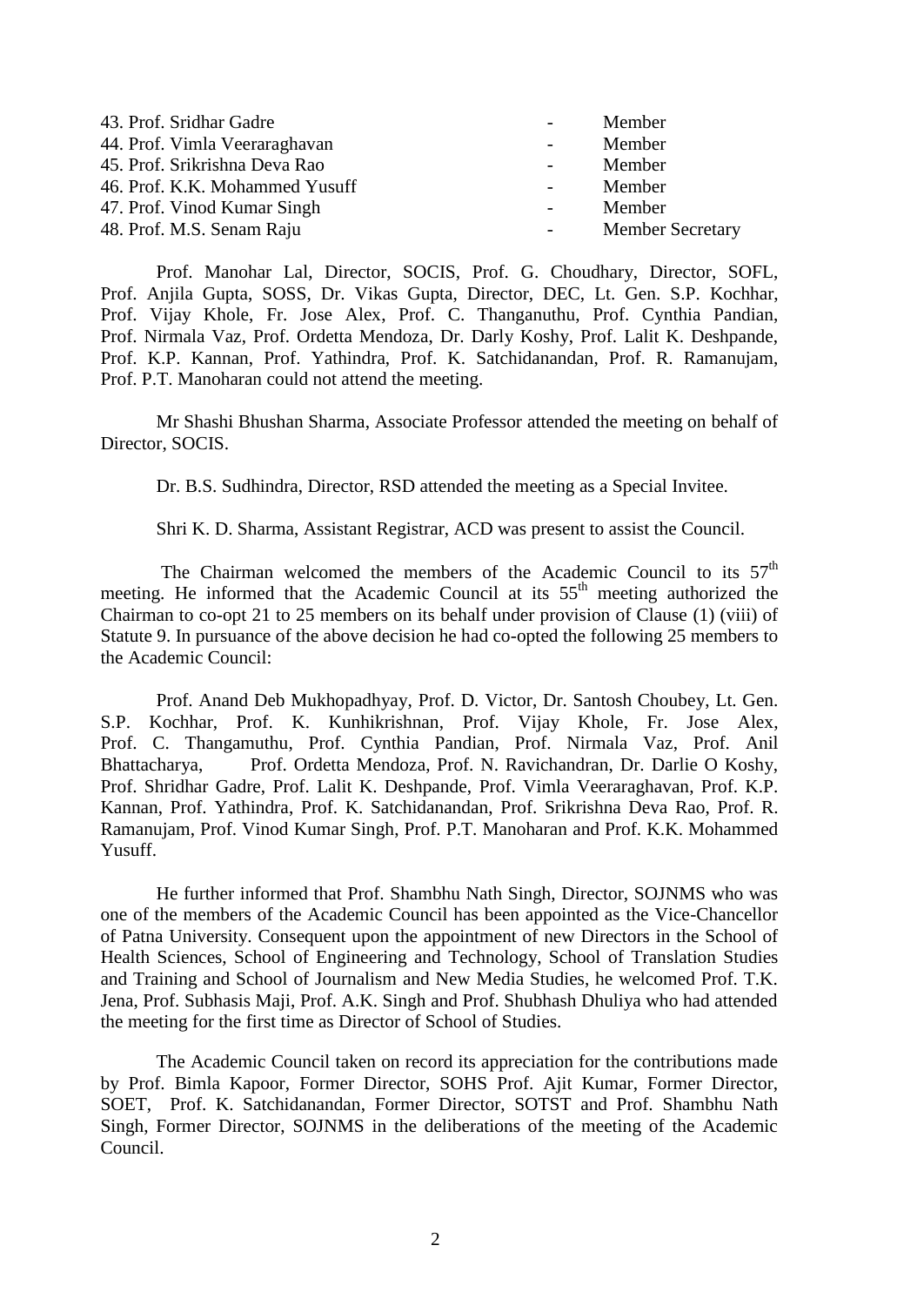| | | |
|---|---|---|
| 43. Prof. Sridhar Gadre | - | Member |
| 44. Prof. Vimla Veeraraghavan | - | Member |
| 45. Prof. Srikrishna Deva Rao | - | Member |
| 46. Prof. K.K. Mohammed Yusuff | - | Member |
| 47. Prof. Vinod Kumar Singh | - | Member |
| 48. Prof. M.S. Senam Raju | - | Member Secretary |

Prof. Manohar Lal, Director, SOCIS, Prof. G. Choudhary, Director, SOFL, Prof. Anjila Gupta, SOSS, Dr. Vikas Gupta, Director, DEC, Lt. Gen. S.P. Kochhar, Prof. Vijay Khole, Fr. Jose Alex, Prof. C. Thanganuthu, Prof. Cynthia Pandian, Prof. Nirmala Vaz, Prof. Ordetta Mendoza, Dr. Darly Koshy, Prof. Lalit K. Deshpande, Prof. K.P. Kannan, Prof. Yathindra, Prof. K. Satchidanandan, Prof. R. Ramanujam, Prof. P.T. Manoharan could not attend the meeting.

Mr Shashi Bhushan Sharma, Associate Professor attended the meeting on behalf of Director, SOCIS.

Dr. B.S. Sudhindra, Director, RSD attended the meeting as a Special Invitee.

Shri K. D. Sharma, Assistant Registrar, ACD was present to assist the Council.

The Chairman welcomed the members of the Academic Council to its 57th meeting. He informed that the Academic Council at its 55th meeting authorized the Chairman to co-opt 21 to 25 members on its behalf under provision of Clause (1) (viii) of Statute 9. In pursuance of the above decision he had co-opted the following 25 members to the Academic Council:

Prof. Anand Deb Mukhopadhyay, Prof. D. Victor, Dr. Santosh Choubey, Lt. Gen. S.P. Kochhar, Prof. K. Kunhikrishnan, Prof. Vijay Khole, Fr. Jose Alex, Prof. C. Thangamuthu, Prof. Cynthia Pandian, Prof. Nirmala Vaz, Prof. Anil Bhattacharya, Prof. Ordetta Mendoza, Prof. N. Ravichandran, Dr. Darlie O Koshy, Prof. Shridhar Gadre, Prof. Lalit K. Deshpande, Prof. Vimla Veeraraghavan, Prof. K.P. Kannan, Prof. Yathindra, Prof. K. Satchidanandan, Prof. Srikrishna Deva Rao, Prof. R. Ramanujam, Prof. Vinod Kumar Singh, Prof. P.T. Manoharan and Prof. K.K. Mohammed Yusuff.

He further informed that Prof. Shambhu Nath Singh, Director, SOJNMS who was one of the members of the Academic Council has been appointed as the Vice-Chancellor of Patna University. Consequent upon the appointment of new Directors in the School of Health Sciences, School of Engineering and Technology, School of Translation Studies and Training and School of Journalism and New Media Studies, he welcomed Prof. T.K. Jena, Prof. Subhasis Maji, Prof. A.K. Singh and Prof. Shubhash Dhuliya who had attended the meeting for the first time as Director of School of Studies.

The Academic Council taken on record its appreciation for the contributions made by Prof. Bimla Kapoor, Former Director, SOHS Prof. Ajit Kumar, Former Director, SOET, Prof. K. Satchidanandan, Former Director, SOTST and Prof. Shambhu Nath Singh, Former Director, SOJNMS in the deliberations of the meeting of the Academic Council.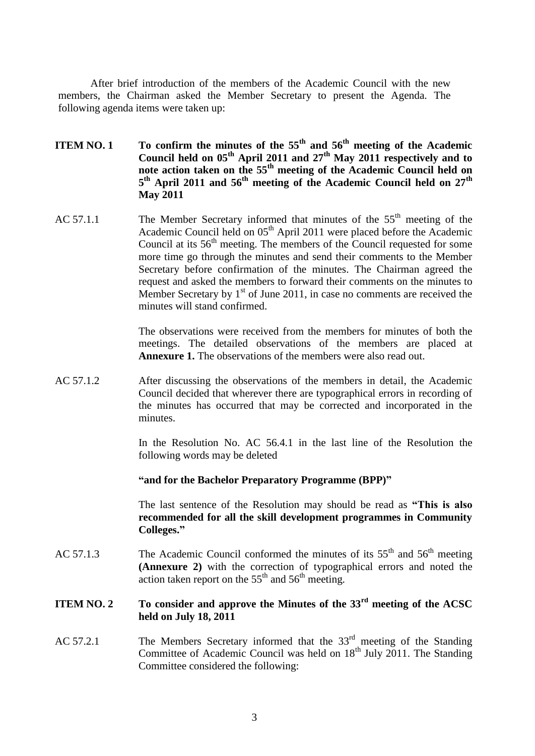After brief introduction of the members of the Academic Council with the new members, the Chairman asked the Member Secretary to present the Agenda. The following agenda items were taken up:

**ITEM NO. 1 To confirm the minutes of the 55th and 56th meeting of the Academic Council held on 05th April 2011 and 27th May 2011 respectively and to note action taken on the 55th meeting of the Academic Council held on 5th April 2011 and 56th meeting of the Academic Council held on 27th May 2011**

AC 57.1.1 The Member Secretary informed that minutes of the 55th meeting of the Academic Council held on 05th April 2011 were placed before the Academic Council at its 56th meeting. The members of the Council requested for some more time go through the minutes and send their comments to the Member Secretary before confirmation of the minutes. The Chairman agreed the request and asked the members to forward their comments on the minutes to Member Secretary by 1st of June 2011, in case no comments are received the minutes will stand confirmed.

The observations were received from the members for minutes of both the meetings. The detailed observations of the members are placed at **Annexure 1.** The observations of the members were also read out.

AC 57.1.2 After discussing the observations of the members in detail, the Academic Council decided that wherever there are typographical errors in recording of the minutes has occurred that may be corrected and incorporated in the minutes.

In the Resolution No. AC 56.4.1 in the last line of the Resolution the following words may be deleted

**"and for the Bachelor Preparatory Programme (BPP)"**

The last sentence of the Resolution may should be read as **"This is also recommended for all the skill development programmes in Community Colleges."**

AC 57.1.3 The Academic Council conformed the minutes of its 55th and 56th meeting **(Annexure 2)** with the correction of typographical errors and noted the action taken report on the 55th and 56th meeting.

**ITEM NO. 2 To consider and approve the Minutes of the 33rd meeting of the ACSC held on July 18, 2011**

AC 57.2.1 The Members Secretary informed that the 33rd meeting of the Standing Committee of Academic Council was held on 18th July 2011. The Standing Committee considered the following: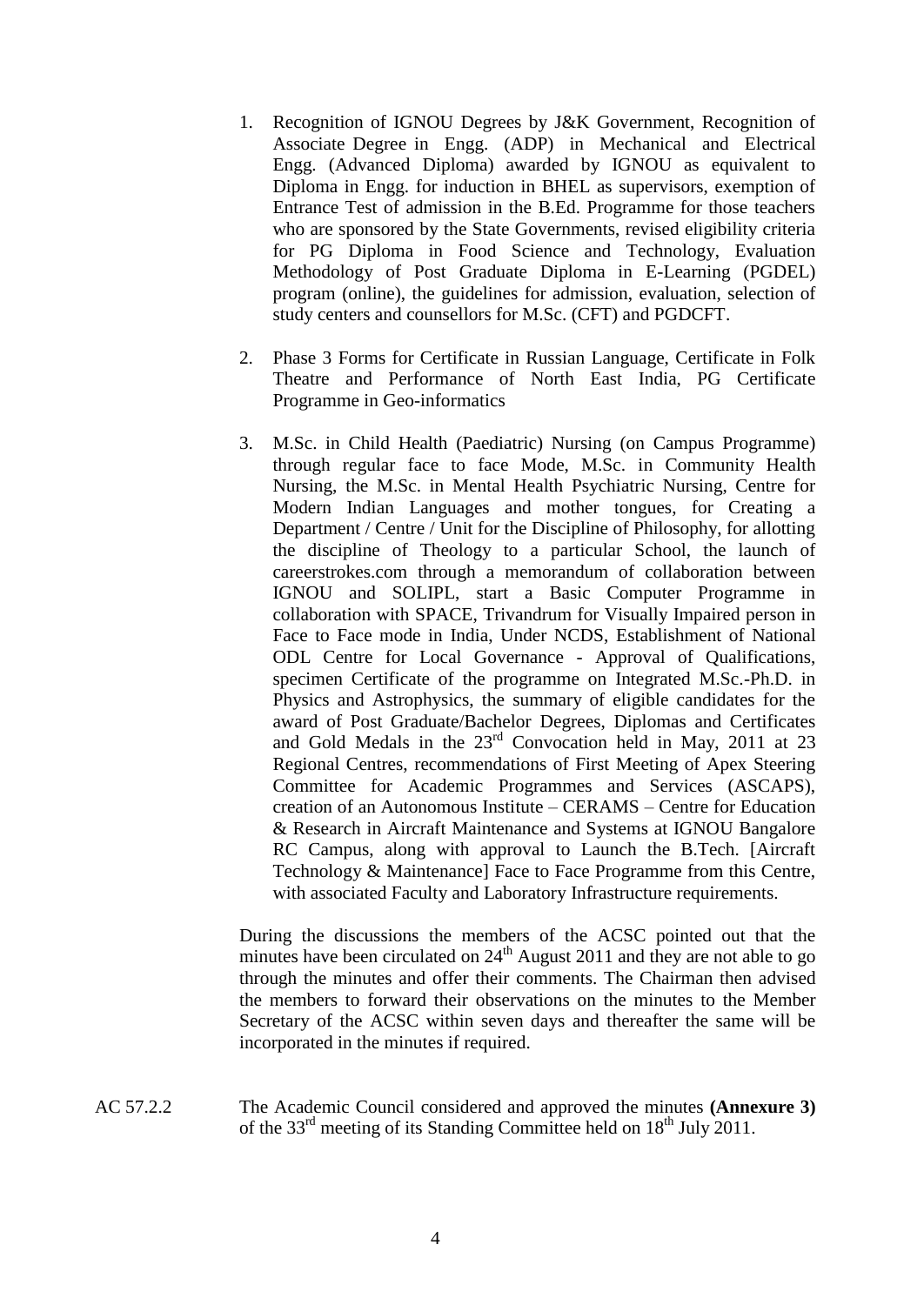1. Recognition of IGNOU Degrees by J&K Government, Recognition of Associate Degree in Engg. (ADP) in Mechanical and Electrical Engg. (Advanced Diploma) awarded by IGNOU as equivalent to Diploma in Engg. for induction in BHEL as supervisors, exemption of Entrance Test of admission in the B.Ed. Programme for those teachers who are sponsored by the State Governments, revised eligibility criteria for PG Diploma in Food Science and Technology, Evaluation Methodology of Post Graduate Diploma in E-Learning (PGDEL) program (online), the guidelines for admission, evaluation, selection of study centers and counsellors for M.Sc. (CFT) and PGDCFT.

2. Phase 3 Forms for Certificate in Russian Language, Certificate in Folk Theatre and Performance of North East India, PG Certificate Programme in Geo-informatics

3. M.Sc. in Child Health (Paediatric) Nursing (on Campus Programme) through regular face to face Mode, M.Sc. in Community Health Nursing, the M.Sc. in Mental Health Psychiatric Nursing, Centre for Modern Indian Languages and mother tongues, for Creating a Department / Centre / Unit for the Discipline of Philosophy, for allotting the discipline of Theology to a particular School, the launch of careerstrokes.com through a memorandum of collaboration between IGNOU and SOLIPL, start a Basic Computer Programme in collaboration with SPACE, Trivandrum for Visually Impaired person in Face to Face mode in India, Under NCDS, Establishment of National ODL Centre for Local Governance - Approval of Qualifications, specimen Certificate of the programme on Integrated M.Sc.-Ph.D. in Physics and Astrophysics, the summary of eligible candidates for the award of Post Graduate/Bachelor Degrees, Diplomas and Certificates and Gold Medals in the 23rd Convocation held in May, 2011 at 23 Regional Centres, recommendations of First Meeting of Apex Steering Committee for Academic Programmes and Services (ASCAPS), creation of an Autonomous Institute – CERAMS – Centre for Education & Research in Aircraft Maintenance and Systems at IGNOU Bangalore RC Campus, along with approval to Launch the B.Tech. [Aircraft Technology & Maintenance] Face to Face Programme from this Centre, with associated Faculty and Laboratory Infrastructure requirements.

During the discussions the members of the ACSC pointed out that the minutes have been circulated on 24th August 2011 and they are not able to go through the minutes and offer their comments. The Chairman then advised the members to forward their observations on the minutes to the Member Secretary of the ACSC within seven days and thereafter the same will be incorporated in the minutes if required.

AC 57.2.2 The Academic Council considered and approved the minutes **(Annexure 3)** of the 33rd meeting of its Standing Committee held on 18th July 2011.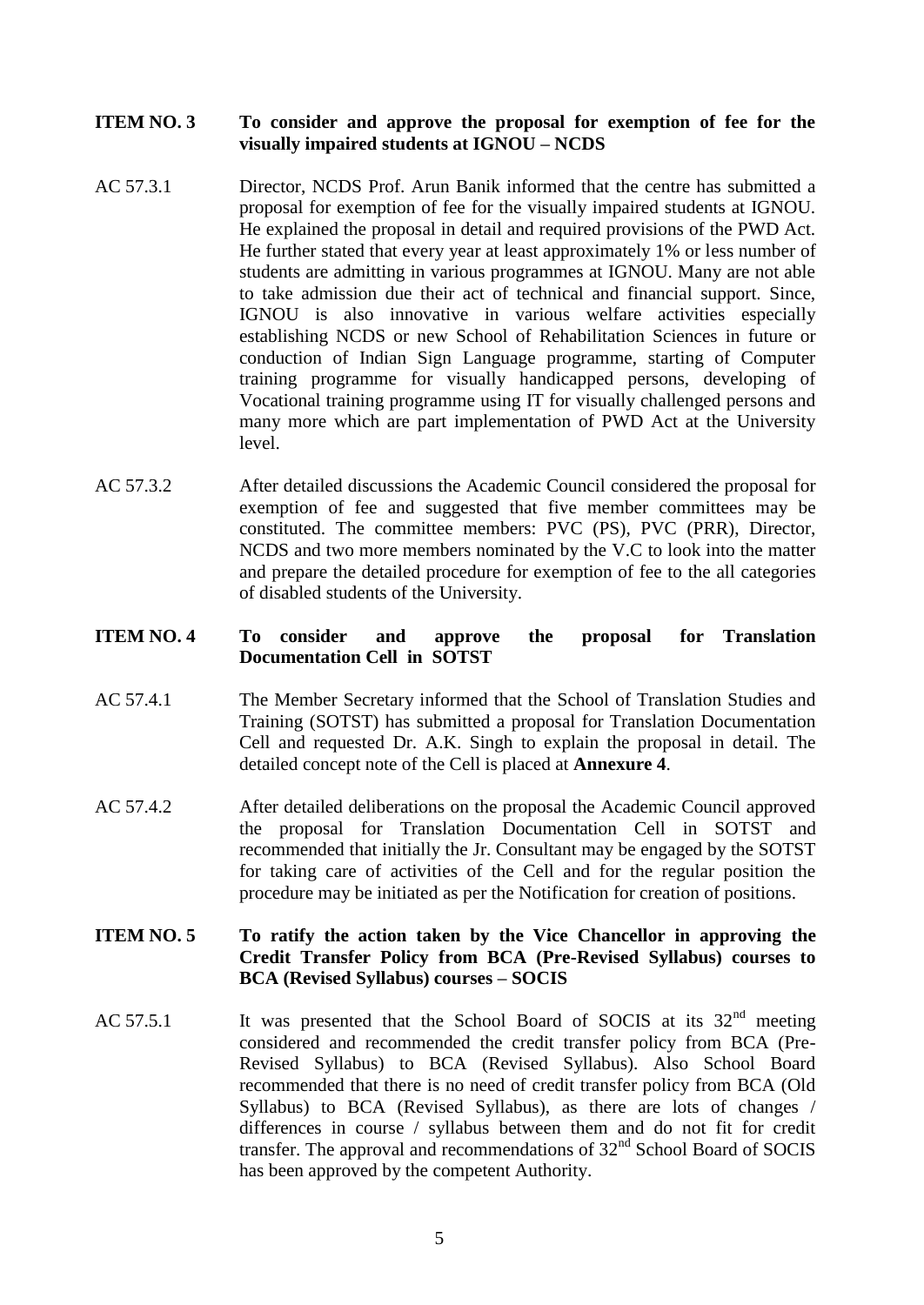**ITEM NO. 3 To consider and approve the proposal for exemption of fee for the visually impaired students at IGNOU – NCDS**

AC 57.3.1 Director, NCDS Prof. Arun Banik informed that the centre has submitted a proposal for exemption of fee for the visually impaired students at IGNOU. He explained the proposal in detail and required provisions of the PWD Act. He further stated that every year at least approximately 1% or less number of students are admitting in various programmes at IGNOU. Many are not able to take admission due their act of technical and financial support. Since, IGNOU is also innovative in various welfare activities especially establishing NCDS or new School of Rehabilitation Sciences in future or conduction of Indian Sign Language programme, starting of Computer training programme for visually handicapped persons, developing of Vocational training programme using IT for visually challenged persons and many more which are part implementation of PWD Act at the University level.

AC 57.3.2 After detailed discussions the Academic Council considered the proposal for exemption of fee and suggested that five member committees may be constituted. The committee members: PVC (PS), PVC (PRR), Director, NCDS and two more members nominated by the V.C to look into the matter and prepare the detailed procedure for exemption of fee to the all categories of disabled students of the University.

**ITEM NO. 4 To consider and approve the proposal for Translation Documentation Cell in SOTST**

AC 57.4.1 The Member Secretary informed that the School of Translation Studies and Training (SOTST) has submitted a proposal for Translation Documentation Cell and requested Dr. A.K. Singh to explain the proposal in detail. The detailed concept note of the Cell is placed at **Annexure 4**.

AC 57.4.2 After detailed deliberations on the proposal the Academic Council approved the proposal for Translation Documentation Cell in SOTST and recommended that initially the Jr. Consultant may be engaged by the SOTST for taking care of activities of the Cell and for the regular position the procedure may be initiated as per the Notification for creation of positions.

**ITEM NO. 5 To ratify the action taken by the Vice Chancellor in approving the Credit Transfer Policy from BCA (Pre-Revised Syllabus) courses to BCA (Revised Syllabus) courses – SOCIS**

AC 57.5.1 It was presented that the School Board of SOCIS at its 32nd meeting considered and recommended the credit transfer policy from BCA (Pre-Revised Syllabus) to BCA (Revised Syllabus). Also School Board recommended that there is no need of credit transfer policy from BCA (Old Syllabus) to BCA (Revised Syllabus), as there are lots of changes / differences in course / syllabus between them and do not fit for credit transfer. The approval and recommendations of 32nd School Board of SOCIS has been approved by the competent Authority.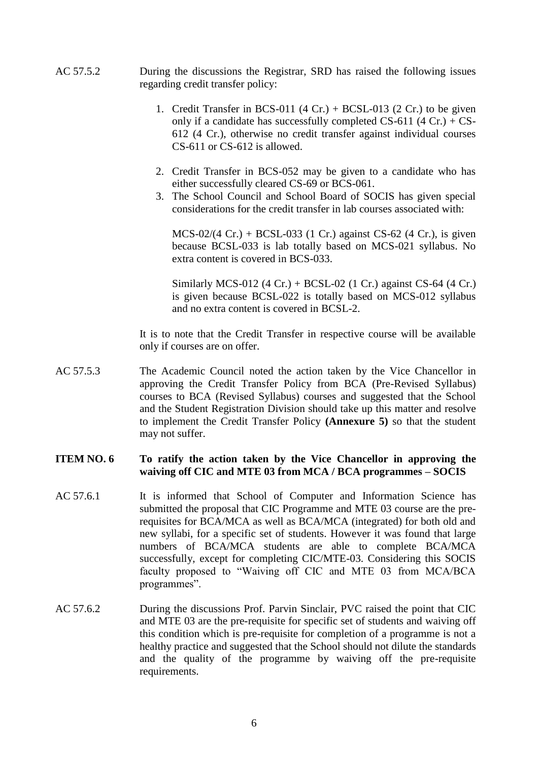AC 57.5.2 During the discussions the Registrar, SRD has raised the following issues regarding credit transfer policy:

1. Credit Transfer in BCS-011 (4 Cr.) + BCSL-013 (2 Cr.) to be given only if a candidate has successfully completed CS-611 (4 Cr.) + CS-612 (4 Cr.), otherwise no credit transfer against individual courses CS-611 or CS-612 is allowed.

2. Credit Transfer in BCS-052 may be given to a candidate who has either successfully cleared CS-69 or BCS-061.
3. The School Council and School Board of SOCIS has given special considerations for the credit transfer in lab courses associated with:

   MCS-02/(4 Cr.) + BCSL-033 (1 Cr.) against CS-62 (4 Cr.), is given because BCSL-033 is lab totally based on MCS-021 syllabus. No extra content is covered in BCS-033.

   Similarly MCS-012 (4 Cr.) + BCSL-02 (1 Cr.) against CS-64 (4 Cr.) is given because BCSL-022 is totally based on MCS-012 syllabus and no extra content is covered in BCSL-2.

It is to note that the Credit Transfer in respective course will be available only if courses are on offer.

AC 57.5.3 The Academic Council noted the action taken by the Vice Chancellor in approving the Credit Transfer Policy from BCA (Pre-Revised Syllabus) courses to BCA (Revised Syllabus) courses and suggested that the School and the Student Registration Division should take up this matter and resolve to implement the Credit Transfer Policy **(Annexure 5)** so that the student may not suffer.

**ITEM NO. 6 To ratify the action taken by the Vice Chancellor in approving the waiving off CIC and MTE 03 from MCA / BCA programmes – SOCIS**

AC 57.6.1 It is informed that School of Computer and Information Science has submitted the proposal that CIC Programme and MTE 03 course are the pre-requisites for BCA/MCA as well as BCA/MCA (integrated) for both old and new syllabi, for a specific set of students. However it was found that large numbers of BCA/MCA students are able to complete BCA/MCA successfully, except for completing CIC/MTE-03. Considering this SOCIS faculty proposed to "Waiving off CIC and MTE 03 from MCA/BCA programmes".

AC 57.6.2 During the discussions Prof. Parvin Sinclair, PVC raised the point that CIC and MTE 03 are the pre-requisite for specific set of students and waiving off this condition which is pre-requisite for completion of a programme is not a healthy practice and suggested that the School should not dilute the standards and the quality of the programme by waiving off the pre-requisite requirements.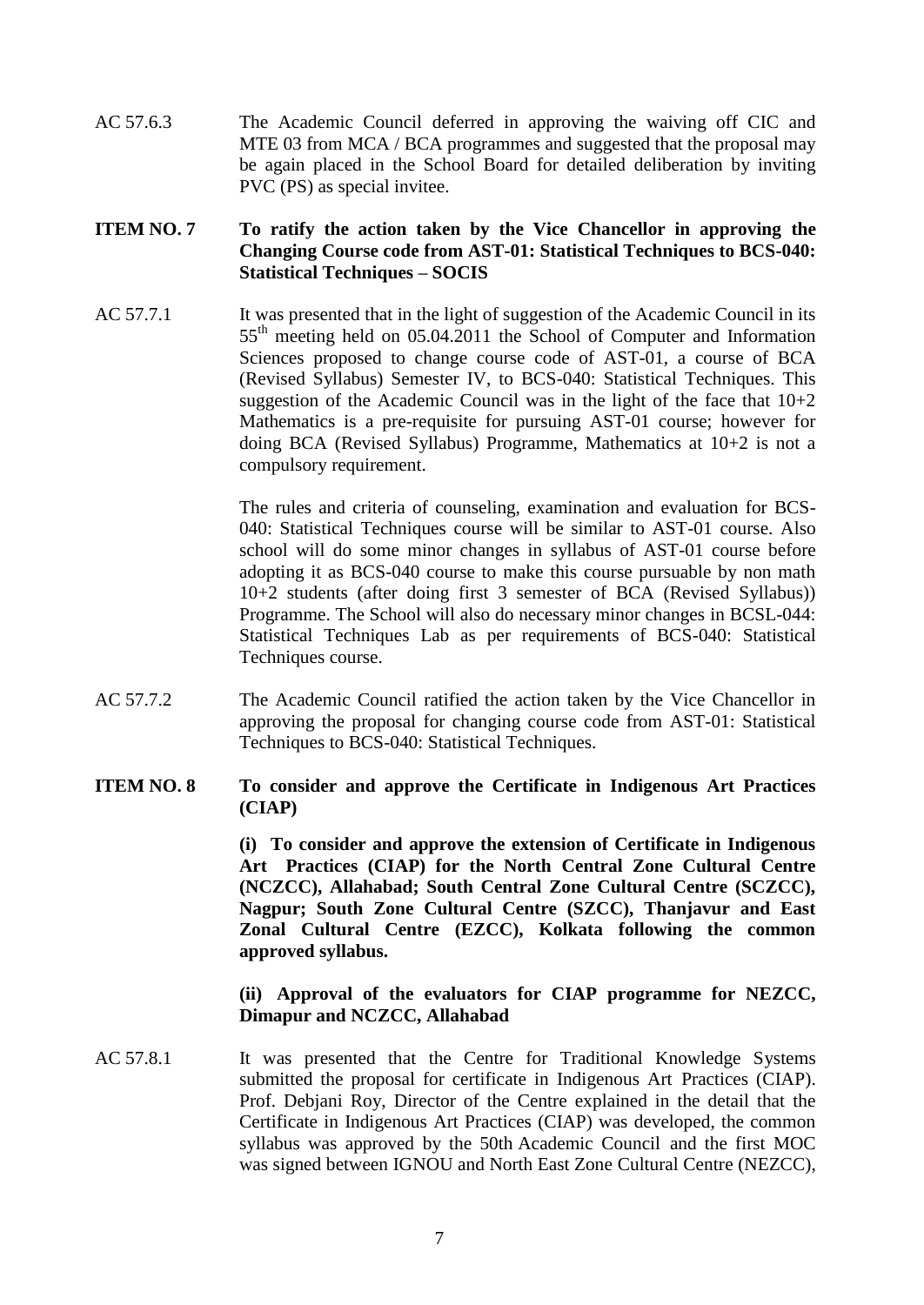AC 57.6.3 The Academic Council deferred in approving the waiving off CIC and MTE 03 from MCA / BCA programmes and suggested that the proposal may be again placed in the School Board for detailed deliberation by inviting PVC (PS) as special invitee.

**ITEM NO. 7 To ratify the action taken by the Vice Chancellor in approving the Changing Course code from AST-01: Statistical Techniques to BCS-040: Statistical Techniques – SOCIS**

AC 57.7.1 It was presented that in the light of suggestion of the Academic Council in its 55th meeting held on 05.04.2011 the School of Computer and Information Sciences proposed to change course code of AST-01, a course of BCA (Revised Syllabus) Semester IV, to BCS-040: Statistical Techniques. This suggestion of the Academic Council was in the light of the face that 10+2 Mathematics is a pre-requisite for pursuing AST-01 course; however for doing BCA (Revised Syllabus) Programme, Mathematics at 10+2 is not a compulsory requirement.

The rules and criteria of counseling, examination and evaluation for BCS-040: Statistical Techniques course will be similar to AST-01 course. Also school will do some minor changes in syllabus of AST-01 course before adopting it as BCS-040 course to make this course pursuable by non math 10+2 students (after doing first 3 semester of BCA (Revised Syllabus)) Programme. The School will also do necessary minor changes in BCSL-044: Statistical Techniques Lab as per requirements of BCS-040: Statistical Techniques course.

AC 57.7.2 The Academic Council ratified the action taken by the Vice Chancellor in approving the proposal for changing course code from AST-01: Statistical Techniques to BCS-040: Statistical Techniques.

**ITEM NO. 8 To consider and approve the Certificate in Indigenous Art Practices (CIAP)**

**(i) To consider and approve the extension of Certificate in Indigenous Art Practices (CIAP) for the North Central Zone Cultural Centre (NCZCC), Allahabad; South Central Zone Cultural Centre (SCZCC), Nagpur; South Zone Cultural Centre (SZCC), Thanjavur and East Zonal Cultural Centre (EZCC), Kolkata following the common approved syllabus.**

**(ii) Approval of the evaluators for CIAP programme for NEZCC, Dimapur and NCZCC, Allahabad**

AC 57.8.1 It was presented that the Centre for Traditional Knowledge Systems submitted the proposal for certificate in Indigenous Art Practices (CIAP). Prof. Debjani Roy, Director of the Centre explained in the detail that the Certificate in Indigenous Art Practices (CIAP) was developed, the common syllabus was approved by the 50th Academic Council and the first MOC was signed between IGNOU and North East Zone Cultural Centre (NEZCC),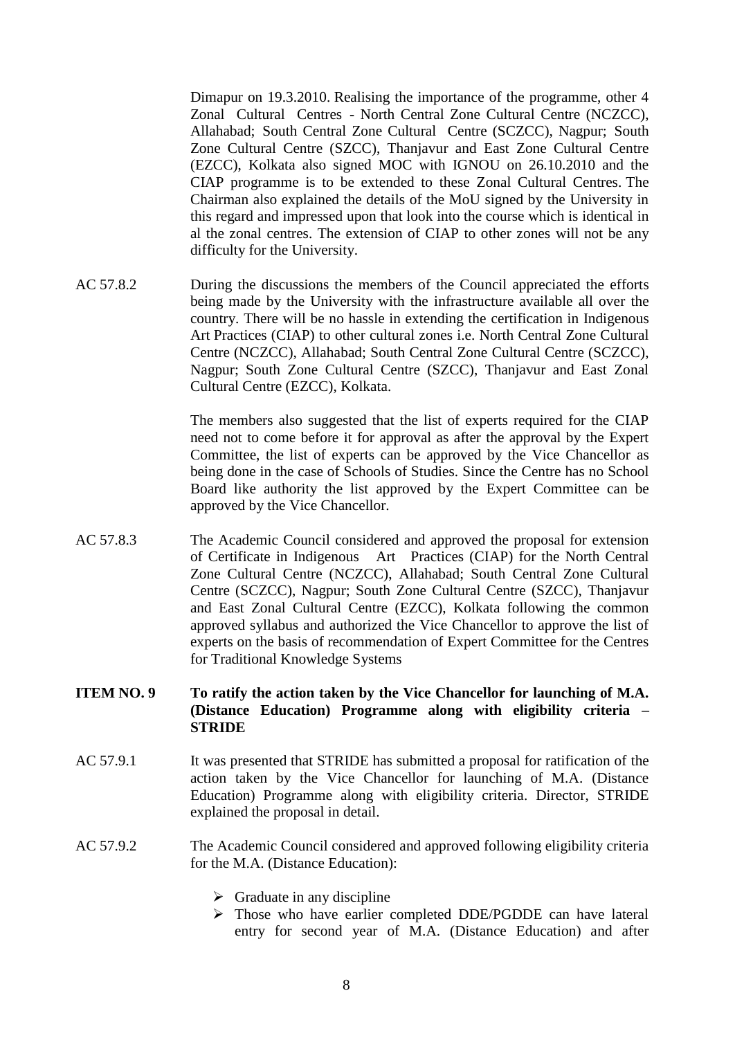Dimapur on 19.3.2010. Realising the importance of the programme, other 4 Zonal Cultural Centres - North Central Zone Cultural Centre (NCZCC), Allahabad; South Central Zone Cultural Centre (SCZCC), Nagpur; South Zone Cultural Centre (SZCC), Thanjavur and East Zone Cultural Centre (EZCC), Kolkata also signed MOC with IGNOU on 26.10.2010 and the CIAP programme is to be extended to these Zonal Cultural Centres. The Chairman also explained the details of the MoU signed by the University in this regard and impressed upon that look into the course which is identical in al the zonal centres. The extension of CIAP to other zones will not be any difficulty for the University.

AC 57.8.2 During the discussions the members of the Council appreciated the efforts being made by the University with the infrastructure available all over the country. There will be no hassle in extending the certification in Indigenous Art Practices (CIAP) to other cultural zones i.e. North Central Zone Cultural Centre (NCZCC), Allahabad; South Central Zone Cultural Centre (SCZCC), Nagpur; South Zone Cultural Centre (SZCC), Thanjavur and East Zonal Cultural Centre (EZCC), Kolkata.

The members also suggested that the list of experts required for the CIAP need not to come before it for approval as after the approval by the Expert Committee, the list of experts can be approved by the Vice Chancellor as being done in the case of Schools of Studies. Since the Centre has no School Board like authority the list approved by the Expert Committee can be approved by the Vice Chancellor.

AC 57.8.3 The Academic Council considered and approved the proposal for extension of Certificate in Indigenous Art Practices (CIAP) for the North Central Zone Cultural Centre (NCZCC), Allahabad; South Central Zone Cultural Centre (SCZCC), Nagpur; South Zone Cultural Centre (SZCC), Thanjavur and East Zonal Cultural Centre (EZCC), Kolkata following the common approved syllabus and authorized the Vice Chancellor to approve the list of experts on the basis of recommendation of Expert Committee for the Centres for Traditional Knowledge Systems

**ITEM NO. 9 To ratify the action taken by the Vice Chancellor for launching of M.A. (Distance Education) Programme along with eligibility criteria – STRIDE**

AC 57.9.1 It was presented that STRIDE has submitted a proposal for ratification of the action taken by the Vice Chancellor for launching of M.A. (Distance Education) Programme along with eligibility criteria. Director, STRIDE explained the proposal in detail.

AC 57.9.2 The Academic Council considered and approved following eligibility criteria for the M.A. (Distance Education):

- Graduate in any discipline
- Those who have earlier completed DDE/PGDDE can have lateral entry for second year of M.A. (Distance Education) and after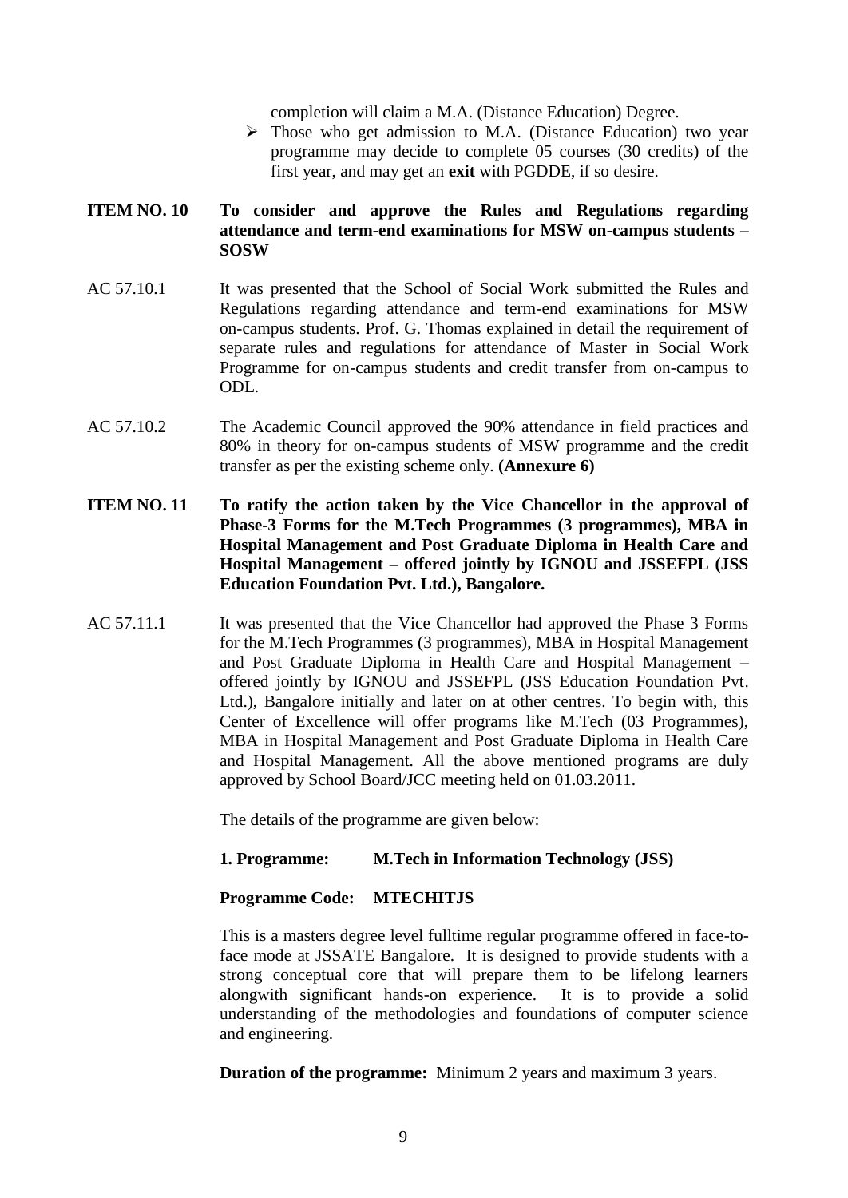completion will claim a M.A. (Distance Education) Degree.

- Those who get admission to M.A. (Distance Education) two year programme may decide to complete 05 courses (30 credits) of the first year, and may get an **exit** with PGDDE, if so desire.

**ITEM NO. 10 To consider and approve the Rules and Regulations regarding attendance and term-end examinations for MSW on-campus students – SOSW**

AC 57.10.1 It was presented that the School of Social Work submitted the Rules and Regulations regarding attendance and term-end examinations for MSW on-campus students. Prof. G. Thomas explained in detail the requirement of separate rules and regulations for attendance of Master in Social Work Programme for on-campus students and credit transfer from on-campus to ODL.

AC 57.10.2 The Academic Council approved the 90% attendance in field practices and 80% in theory for on-campus students of MSW programme and the credit transfer as per the existing scheme only. **(Annexure 6)**

**ITEM NO. 11 To ratify the action taken by the Vice Chancellor in the approval of Phase-3 Forms for the M.Tech Programmes (3 programmes), MBA in Hospital Management and Post Graduate Diploma in Health Care and Hospital Management – offered jointly by IGNOU and JSSEFPL (JSS Education Foundation Pvt. Ltd.), Bangalore.**

AC 57.11.1 It was presented that the Vice Chancellor had approved the Phase 3 Forms for the M.Tech Programmes (3 programmes), MBA in Hospital Management and Post Graduate Diploma in Health Care and Hospital Management – offered jointly by IGNOU and JSSEFPL (JSS Education Foundation Pvt. Ltd.), Bangalore initially and later on at other centres. To begin with, this Center of Excellence will offer programs like M.Tech (03 Programmes), MBA in Hospital Management and Post Graduate Diploma in Health Care and Hospital Management. All the above mentioned programs are duly approved by School Board/JCC meeting held on 01.03.2011.

The details of the programme are given below:

**1. Programme: M.Tech in Information Technology (JSS)**

**Programme Code: MTECHITJS**

This is a masters degree level fulltime regular programme offered in face-to-face mode at JSSATE Bangalore. It is designed to provide students with a strong conceptual core that will prepare them to be lifelong learners alongwith significant hands-on experience. It is to provide a solid understanding of the methodologies and foundations of computer science and engineering.

**Duration of the programme:** Minimum 2 years and maximum 3 years.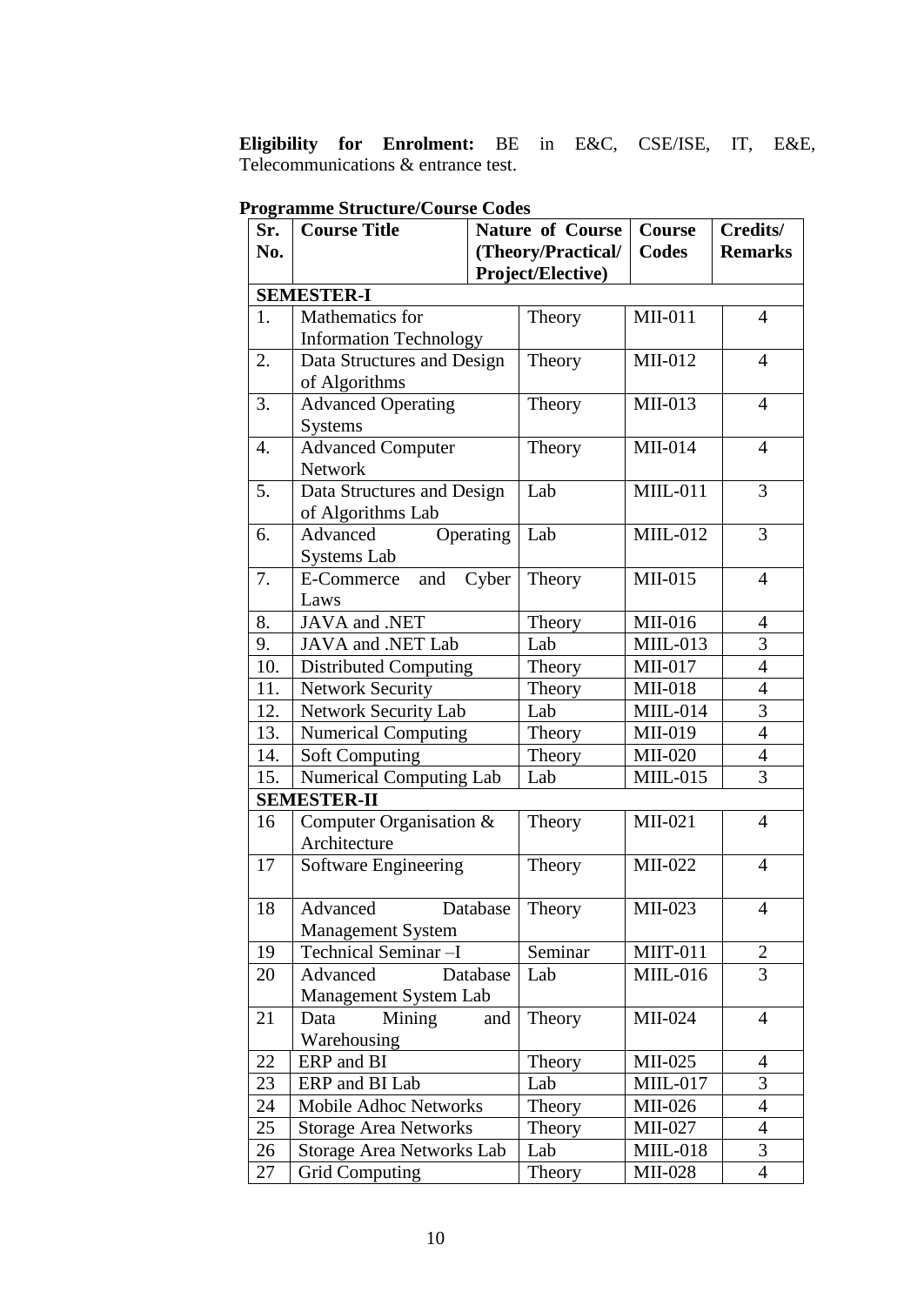**Eligibility for Enrolment:** BE in E&C, CSE/ISE, IT, E&E, Telecommunications & entrance test.

**Programme Structure/Course Codes**

| Sr. No. | Course Title | Nature of Course (Theory/Practical/ Project/Elective) | Course Codes | Credits/ Remarks |
|---|---|---|---|---|
| **SEMESTER-I** | | | | |
| 1. | Mathematics for Information Technology | Theory | MII-011 | 4 |
| 2. | Data Structures and Design of Algorithms | Theory | MII-012 | 4 |
| 3. | Advanced Operating Systems | Theory | MII-013 | 4 |
| 4. | Advanced Computer Network | Theory | MII-014 | 4 |
| 5. | Data Structures and Design of Algorithms Lab | Lab | MIIL-011 | 3 |
| 6. | Advanced Operating Systems Lab | Lab | MIIL-012 | 3 |
| 7. | E-Commerce and Cyber Laws | Theory | MII-015 | 4 |
| 8. | JAVA and .NET | Theory | MII-016 | 4 |
| 9. | JAVA and .NET Lab | Lab | MIIL-013 | 3 |
| 10. | Distributed Computing | Theory | MII-017 | 4 |
| 11. | Network Security | Theory | MII-018 | 4 |
| 12. | Network Security Lab | Lab | MIIL-014 | 3 |
| 13. | Numerical Computing | Theory | MII-019 | 4 |
| 14. | Soft Computing | Theory | MII-020 | 4 |
| 15. | Numerical Computing Lab | Lab | MIIL-015 | 3 |
| **SEMESTER-II** | | | | |
| 16 | Computer Organisation & Architecture | Theory | MII-021 | 4 |
| 17 | Software Engineering | Theory | MII-022 | 4 |
| 18 | Advanced Database Management System | Theory | MII-023 | 4 |
| 19 | Technical Seminar –I | Seminar | MIIT-011 | 2 |
| 20 | Advanced Database Management System Lab | Lab | MIIL-016 | 3 |
| 21 | Data Mining and Warehousing | Theory | MII-024 | 4 |
| 22 | ERP and BI | Theory | MII-025 | 4 |
| 23 | ERP and BI Lab | Lab | MIIL-017 | 3 |
| 24 | Mobile Adhoc Networks | Theory | MII-026 | 4 |
| 25 | Storage Area Networks | Theory | MII-027 | 4 |
| 26 | Storage Area Networks Lab | Lab | MIIL-018 | 3 |
| 27 | Grid Computing | Theory | MII-028 | 4 |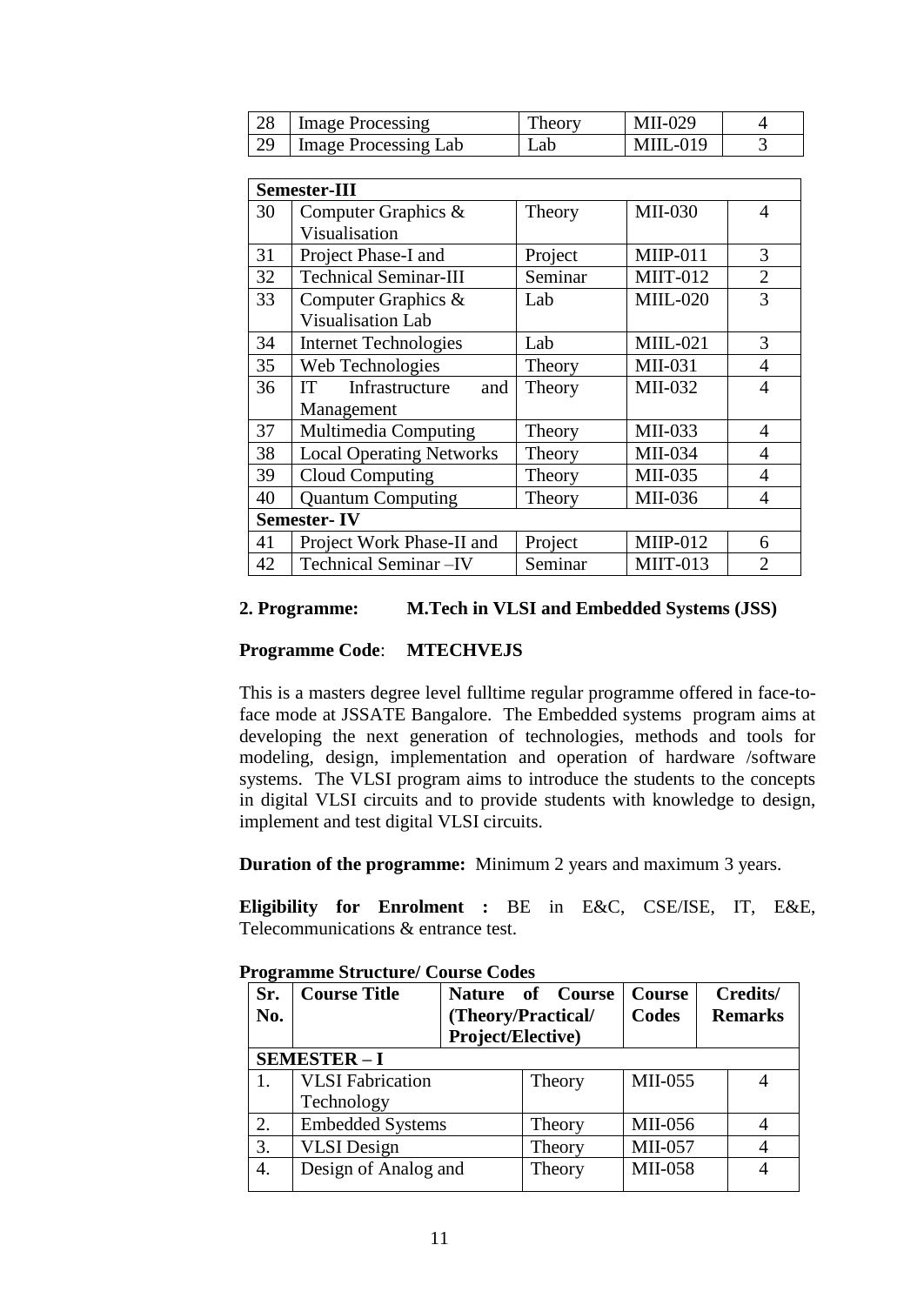| | | | | |
|---|---|---|---|---|
| 28 | Image Processing | Theory | MII-029 | 4 |
| 29 | Image Processing Lab | Lab | MIIL-019 | 3 |

| | | | | |
|---|---|---|---|---|
| **Semester-III** | | | | |
| 30 | Computer Graphics & Visualisation | Theory | MII-030 | 4 |
| 31 | Project Phase-I and | Project | MIIP-011 | 3 |
| 32 | Technical Seminar-III | Seminar | MIIT-012 | 2 |
| 33 | Computer Graphics & Visualisation Lab | Lab | MIIL-020 | 3 |
| 34 | Internet Technologies | Lab | MIIL-021 | 3 |
| 35 | Web Technologies | Theory | MII-031 | 4 |
| 36 | IT Infrastructure and Management | Theory | MII-032 | 4 |
| 37 | Multimedia Computing | Theory | MII-033 | 4 |
| 38 | Local Operating Networks | Theory | MII-034 | 4 |
| 39 | Cloud Computing | Theory | MII-035 | 4 |
| 40 | Quantum Computing | Theory | MII-036 | 4 |
| **Semester- IV** | | | | |
| 41 | Project Work Phase-II and | Project | MIIP-012 | 6 |
| 42 | Technical Seminar –IV | Seminar | MIIT-013 | 2 |

**2. Programme: M.Tech in VLSI and Embedded Systems (JSS)**

**Programme Code**: **MTECHVEJS**

This is a masters degree level fulltime regular programme offered in face-to-face mode at JSSATE Bangalore. The Embedded systems program aims at developing the next generation of technologies, methods and tools for modeling, design, implementation and operation of hardware /software systems. The VLSI program aims to introduce the students to the concepts in digital VLSI circuits and to provide students with knowledge to design, implement and test digital VLSI circuits.

**Duration of the programme:** Minimum 2 years and maximum 3 years.

**Eligibility for Enrolment :** BE in E&C, CSE/ISE, IT, E&E, Telecommunications & entrance test.

**Programme Structure/ Course Codes**

| Sr. No. | Course Title | Nature of Course (Theory/Practical/ Project/Elective) | Course Codes | Credits/ Remarks |
|---|---|---|---|---|
| **SEMESTER – I** | | | | |
| 1. | VLSI Fabrication Technology | Theory | MII-055 | 4 |
| 2. | Embedded Systems | Theory | MII-056 | 4 |
| 3. | VLSI Design | Theory | MII-057 | 4 |
| 4. | Design of Analog and | Theory | MII-058 | 4 |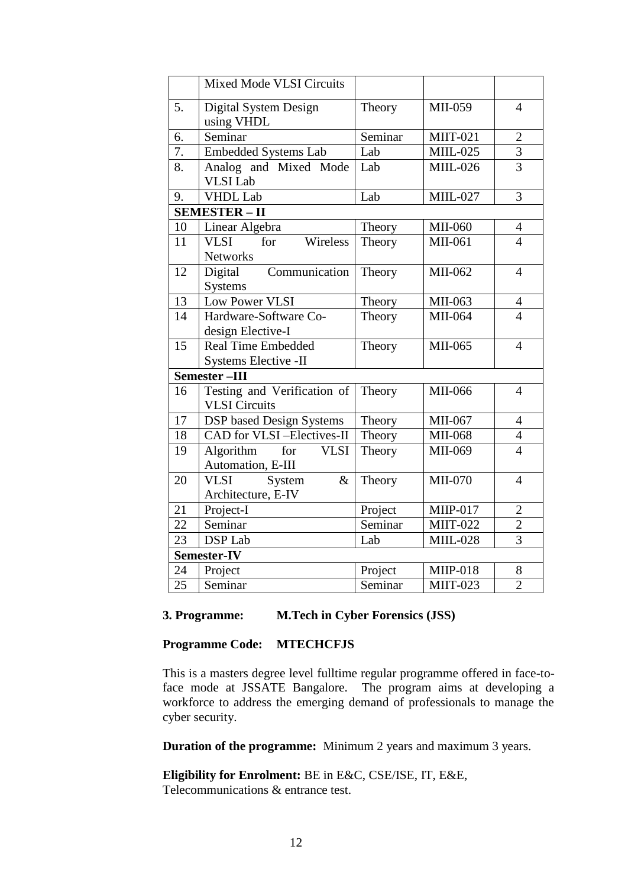| | Mixed Mode VLSI Circuits | | | |
|---|---|---|---|---|
| 5. | Digital System Design using VHDL | Theory | MII-059 | 4 |
| 6. | Seminar | Seminar | MIIT-021 | 2 |
| 7. | Embedded Systems Lab | Lab | MIIL-025 | 3 |
| 8. | Analog and Mixed Mode VLSI Lab | Lab | MIIL-026 | 3 |
| 9. | VHDL Lab | Lab | MIIL-027 | 3 |
| **SEMESTER – II** | | | | |
| 10 | Linear Algebra | Theory | MII-060 | 4 |
| 11 | VLSI for Wireless Networks | Theory | MII-061 | 4 |
| 12 | Digital Communication Systems | Theory | MII-062 | 4 |
| 13 | Low Power VLSI | Theory | MII-063 | 4 |
| 14 | Hardware-Software Co-design Elective-I | Theory | MII-064 | 4 |
| 15 | Real Time Embedded Systems Elective -II | Theory | MII-065 | 4 |
| **Semester –III** | | | | |
| 16 | Testing and Verification of VLSI Circuits | Theory | MII-066 | 4 |
| 17 | DSP based Design Systems | Theory | MII-067 | 4 |
| 18 | CAD for VLSI –Electives-II | Theory | MII-068 | 4 |
| 19 | Algorithm for VLSI Automation, E-III | Theory | MII-069 | 4 |
| 20 | VLSI System & Architecture, E-IV | Theory | MII-070 | 4 |
| 21 | Project-I | Project | MIIP-017 | 2 |
| 22 | Seminar | Seminar | MIIT-022 | 2 |
| 23 | DSP Lab | Lab | MIIL-028 | 3 |
| **Semester-IV** | | | | |
| 24 | Project | Project | MIIP-018 | 8 |
| 25 | Seminar | Seminar | MIIT-023 | 2 |

**3. Programme: M.Tech in Cyber Forensics (JSS)**

**Programme Code: MTECHCFJS**

This is a masters degree level fulltime regular programme offered in face-to-face mode at JSSATE Bangalore. The program aims at developing a workforce to address the emerging demand of professionals to manage the cyber security.

**Duration of the programme:** Minimum 2 years and maximum 3 years.

**Eligibility for Enrolment:** BE in E&C, CSE/ISE, IT, E&E, Telecommunications & entrance test.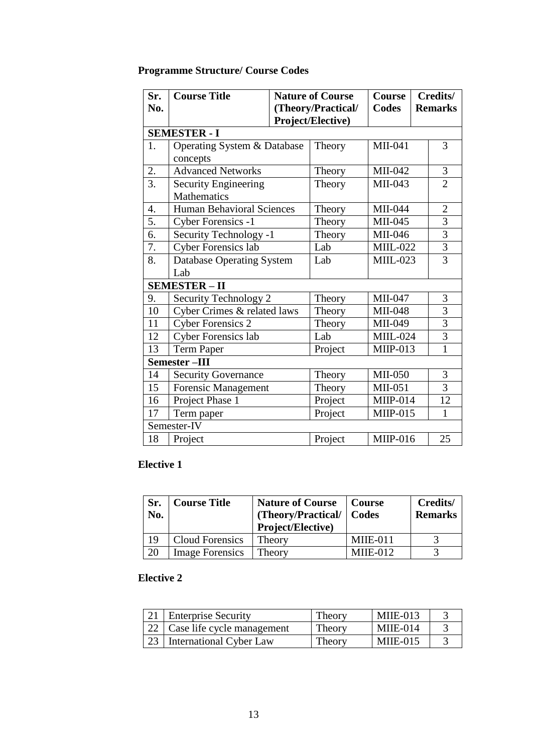**Programme Structure/ Course Codes**

| Sr. No. | Course Title | Nature of Course (Theory/Practical/ Project/Elective) | Course Codes | Credits/ Remarks |
|---|---|---|---|---|
| **SEMESTER - I** | | | | |
| 1. | Operating System & Database concepts | Theory | MII-041 | 3 |
| 2. | Advanced Networks | Theory | MII-042 | 3 |
| 3. | Security Engineering Mathematics | Theory | MII-043 | 2 |
| 4. | Human Behavioral Sciences | Theory | MII-044 | 2 |
| 5. | Cyber Forensics -1 | Theory | MII-045 | 3 |
| 6. | Security Technology -1 | Theory | MII-046 | 3 |
| 7. | Cyber Forensics lab | Lab | MIIL-022 | 3 |
| 8. | Database Operating System Lab | Lab | MIIL-023 | 3 |
| **SEMESTER – II** | | | | |
| 9. | Security Technology 2 | Theory | MII-047 | 3 |
| 10 | Cyber Crimes & related laws | Theory | MII-048 | 3 |
| 11 | Cyber Forensics 2 | Theory | MII-049 | 3 |
| 12 | Cyber Forensics lab | Lab | MIIL-024 | 3 |
| 13 | Term Paper | Project | MIIP-013 | 1 |
| **Semester –III** | | | | |
| 14 | Security Governance | Theory | MII-050 | 3 |
| 15 | Forensic Management | Theory | MII-051 | 3 |
| 16 | Project Phase 1 | Project | MIIP-014 | 12 |
| 17 | Term paper | Project | MIIP-015 | 1 |
| Semester-IV | | | | |
| 18 | Project | Project | MIIP-016 | 25 |

**Elective 1**

| Sr. No. | Course Title | Nature of Course (Theory/Practical/ Project/Elective) | Course Codes | Credits/ Remarks |
|---|---|---|---|---|
| 19 | Cloud Forensics | Theory | MIIE-011 | 3 |
| 20 | Image Forensics | Theory | MIIE-012 | 3 |

**Elective 2**

| | | | | |
|---|---|---|---|---|
| 21 | Enterprise Security | Theory | MIIE-013 | 3 |
| 22 | Case life cycle management | Theory | MIIE-014 | 3 |
| 23 | International Cyber Law | Theory | MIIE-015 | 3 |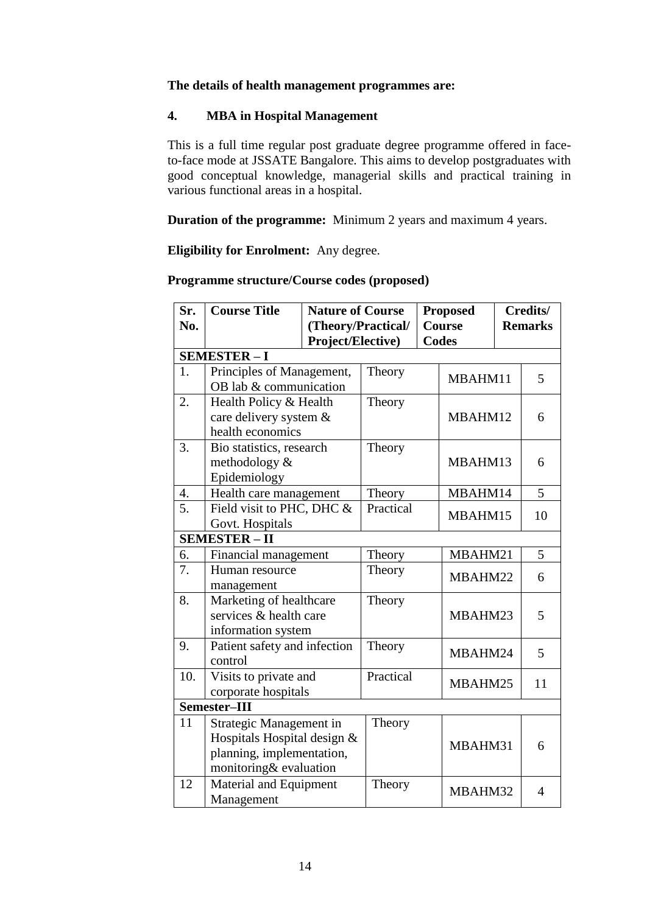**The details of health management programmes are:**

**4. MBA in Hospital Management**

This is a full time regular post graduate degree programme offered in face-to-face mode at JSSATE Bangalore. This aims to develop postgraduates with good conceptual knowledge, managerial skills and practical training in various functional areas in a hospital.

**Duration of the programme:** Minimum 2 years and maximum 4 years.

**Eligibility for Enrolment:** Any degree.

**Programme structure/Course codes (proposed)**

| Sr. No. | Course Title | Nature of Course (Theory/Practical/ Project/Elective) | Proposed Course Codes | Credits/ Remarks |
|---|---|---|---|---|
| **SEMESTER – I** | | | | |
| 1. | Principles of Management, OB lab & communication | Theory | MBAHM11 | 5 |
| 2. | Health Policy & Health care delivery system & health economics | Theory | MBAHM12 | 6 |
| 3. | Bio statistics, research methodology & Epidemiology | Theory | MBAHM13 | 6 |
| 4. | Health care management | Theory | MBAHM14 | 5 |
| 5. | Field visit to PHC, DHC & Govt. Hospitals | Practical | MBAHM15 | 10 |
| **SEMESTER – II** | | | | |
| 6. | Financial management | Theory | MBAHM21 | 5 |
| 7. | Human resource management | Theory | MBAHM22 | 6 |
| 8. | Marketing of healthcare services & health care information system | Theory | MBAHM23 | 5 |
| 9. | Patient safety and infection control | Theory | MBAHM24 | 5 |
| 10. | Visits to private and corporate hospitals | Practical | MBAHM25 | 11 |
| **Semester–III** | | | | |
| 11 | Strategic Management in Hospitals Hospital design & planning, implementation, monitoring& evaluation | Theory | MBAHM31 | 6 |
| 12 | Material and Equipment Management | Theory | MBAHM32 | 4 |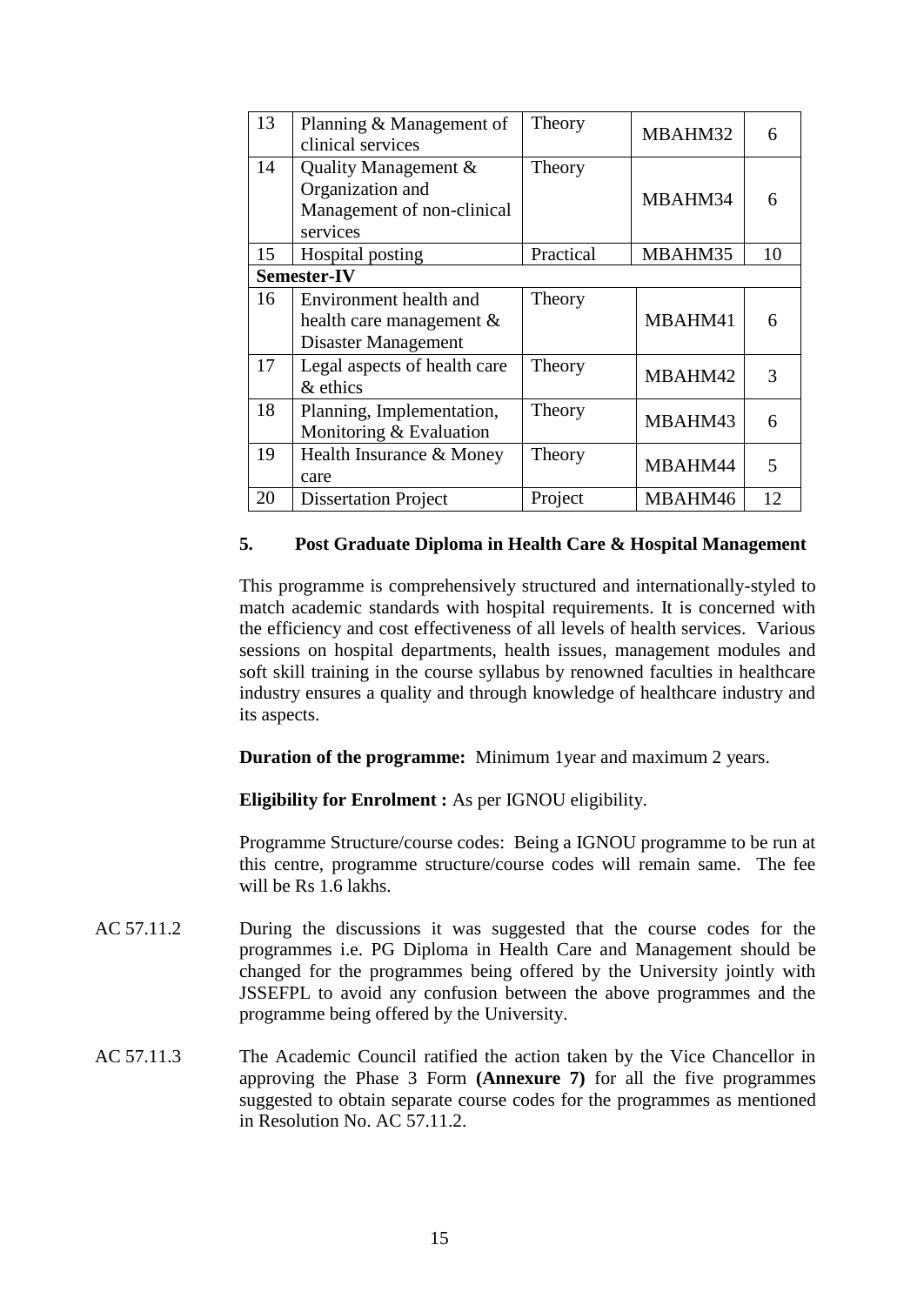| 13 | Planning & Management of clinical services | Theory | MBAHM32 | 6 |
|---|---|---|---|---|
| 14 | Quality Management & Organization and Management of non-clinical services | Theory | MBAHM34 | 6 |
| 15 | Hospital posting | Practical | MBAHM35 | 10 |
| **Semester-IV** | | | | |
| 16 | Environment health and health care management & Disaster Management | Theory | MBAHM41 | 6 |
| 17 | Legal aspects of health care & ethics | Theory | MBAHM42 | 3 |
| 18 | Planning, Implementation, Monitoring & Evaluation | Theory | MBAHM43 | 6 |
| 19 | Health Insurance & Money care | Theory | MBAHM44 | 5 |
| 20 | Dissertation Project | Project | MBAHM46 | 12 |

**5. Post Graduate Diploma in Health Care & Hospital Management**

This programme is comprehensively structured and internationally-styled to match academic standards with hospital requirements. It is concerned with the efficiency and cost effectiveness of all levels of health services. Various sessions on hospital departments, health issues, management modules and soft skill training in the course syllabus by renowned faculties in healthcare industry ensures a quality and through knowledge of healthcare industry and its aspects.

**Duration of the programme:** Minimum 1year and maximum 2 years.

**Eligibility for Enrolment :** As per IGNOU eligibility.

Programme Structure/course codes: Being a IGNOU programme to be run at this centre, programme structure/course codes will remain same. The fee will be Rs 1.6 lakhs.

AC 57.11.2 During the discussions it was suggested that the course codes for the programmes i.e. PG Diploma in Health Care and Management should be changed for the programmes being offered by the University jointly with JSSEFPL to avoid any confusion between the above programmes and the programme being offered by the University.

AC 57.11.3 The Academic Council ratified the action taken by the Vice Chancellor in approving the Phase 3 Form **(Annexure 7)** for all the five programmes suggested to obtain separate course codes for the programmes as mentioned in Resolution No. AC 57.11.2.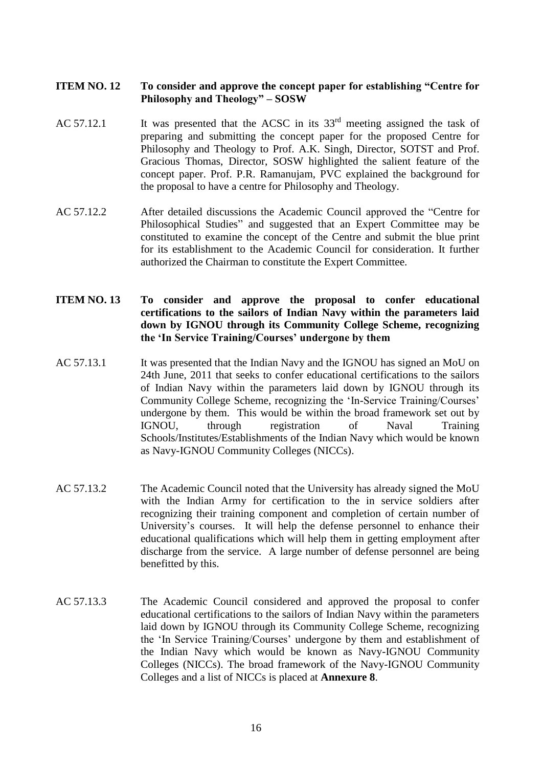**ITEM NO. 12 To consider and approve the concept paper for establishing "Centre for Philosophy and Theology" – SOSW**

AC 57.12.1 It was presented that the ACSC in its 33rd meeting assigned the task of preparing and submitting the concept paper for the proposed Centre for Philosophy and Theology to Prof. A.K. Singh, Director, SOTST and Prof. Gracious Thomas, Director, SOSW highlighted the salient feature of the concept paper. Prof. P.R. Ramanujam, PVC explained the background for the proposal to have a centre for Philosophy and Theology.

AC 57.12.2 After detailed discussions the Academic Council approved the "Centre for Philosophical Studies" and suggested that an Expert Committee may be constituted to examine the concept of the Centre and submit the blue print for its establishment to the Academic Council for consideration. It further authorized the Chairman to constitute the Expert Committee.

**ITEM NO. 13 To consider and approve the proposal to confer educational certifications to the sailors of Indian Navy within the parameters laid down by IGNOU through its Community College Scheme, recognizing the 'In Service Training/Courses' undergone by them**

AC 57.13.1 It was presented that the Indian Navy and the IGNOU has signed an MoU on 24th June, 2011 that seeks to confer educational certifications to the sailors of Indian Navy within the parameters laid down by IGNOU through its Community College Scheme, recognizing the 'In-Service Training/Courses' undergone by them. This would be within the broad framework set out by IGNOU, through registration of Naval Training Schools/Institutes/Establishments of the Indian Navy which would be known as Navy-IGNOU Community Colleges (NICCs).

AC 57.13.2 The Academic Council noted that the University has already signed the MoU with the Indian Army for certification to the in service soldiers after recognizing their training component and completion of certain number of University's courses. It will help the defense personnel to enhance their educational qualifications which will help them in getting employment after discharge from the service. A large number of defense personnel are being benefitted by this.

AC 57.13.3 The Academic Council considered and approved the proposal to confer educational certifications to the sailors of Indian Navy within the parameters laid down by IGNOU through its Community College Scheme, recognizing the 'In Service Training/Courses' undergone by them and establishment of the Indian Navy which would be known as Navy-IGNOU Community Colleges (NICCs). The broad framework of the Navy-IGNOU Community Colleges and a list of NICCs is placed at **Annexure 8**.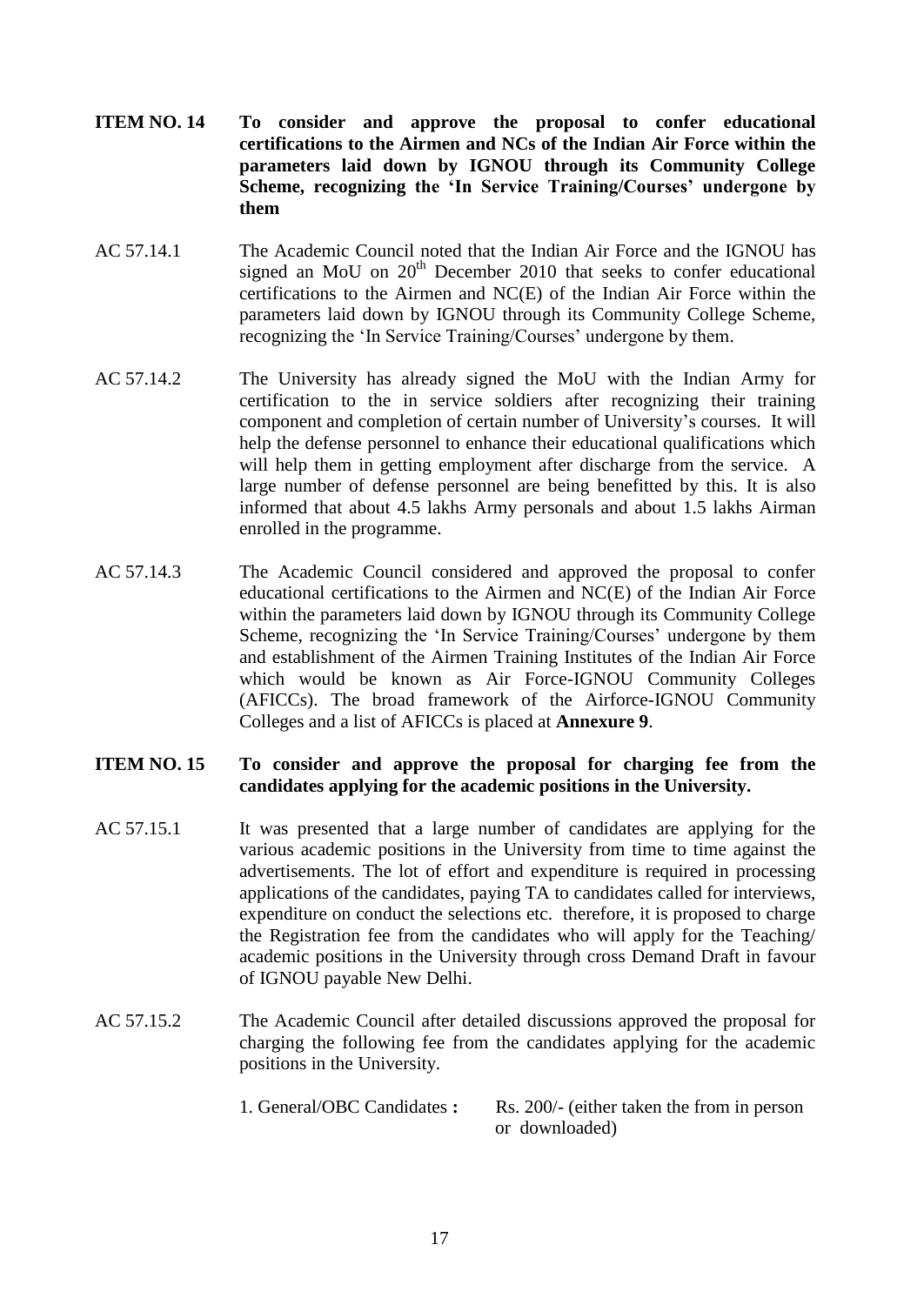**ITEM NO. 14 To consider and approve the proposal to confer educational certifications to the Airmen and NCs of the Indian Air Force within the parameters laid down by IGNOU through its Community College Scheme, recognizing the 'In Service Training/Courses' undergone by them**

AC 57.14.1 The Academic Council noted that the Indian Air Force and the IGNOU has signed an MoU on 20th December 2010 that seeks to confer educational certifications to the Airmen and NC(E) of the Indian Air Force within the parameters laid down by IGNOU through its Community College Scheme, recognizing the 'In Service Training/Courses' undergone by them.

AC 57.14.2 The University has already signed the MoU with the Indian Army for certification to the in service soldiers after recognizing their training component and completion of certain number of University's courses. It will help the defense personnel to enhance their educational qualifications which will help them in getting employment after discharge from the service. A large number of defense personnel are being benefitted by this. It is also informed that about 4.5 lakhs Army personals and about 1.5 lakhs Airman enrolled in the programme.

AC 57.14.3 The Academic Council considered and approved the proposal to confer educational certifications to the Airmen and NC(E) of the Indian Air Force within the parameters laid down by IGNOU through its Community College Scheme, recognizing the 'In Service Training/Courses' undergone by them and establishment of the Airmen Training Institutes of the Indian Air Force which would be known as Air Force-IGNOU Community Colleges (AFICCs). The broad framework of the Airforce-IGNOU Community Colleges and a list of AFICCs is placed at **Annexure 9**.

**ITEM NO. 15 To consider and approve the proposal for charging fee from the candidates applying for the academic positions in the University.**

AC 57.15.1 It was presented that a large number of candidates are applying for the various academic positions in the University from time to time against the advertisements. The lot of effort and expenditure is required in processing applications of the candidates, paying TA to candidates called for interviews, expenditure on conduct the selections etc. therefore, it is proposed to charge the Registration fee from the candidates who will apply for the Teaching/ academic positions in the University through cross Demand Draft in favour of IGNOU payable New Delhi.

AC 57.15.2 The Academic Council after detailed discussions approved the proposal for charging the following fee from the candidates applying for the academic positions in the University.

1. General/OBC Candidates **:** Rs. 200/- (either taken the from in person or downloaded)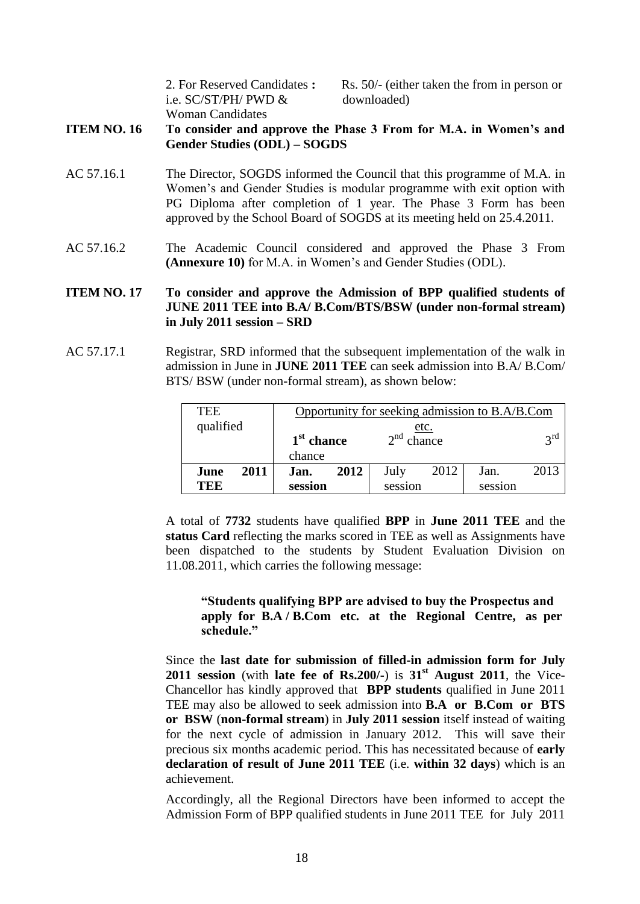| | |
|---|---|
| 2. For Reserved Candidates **:** i.e. SC/ST/PH/ PWD & Woman Candidates | Rs. 50/- (either taken the from in person or downloaded) |

**ITEM NO. 16 To consider and approve the Phase 3 From for M.A. in Women's and Gender Studies (ODL) – SOGDS**

AC 57.16.1 The Director, SOGDS informed the Council that this programme of M.A. in Women's and Gender Studies is modular programme with exit option with PG Diploma after completion of 1 year. The Phase 3 Form has been approved by the School Board of SOGDS at its meeting held on 25.4.2011.

AC 57.16.2 The Academic Council considered and approved the Phase 3 From **(Annexure 10)** for M.A. in Women's and Gender Studies (ODL).

**ITEM NO. 17 To consider and approve the Admission of BPP qualified students of JUNE 2011 TEE into B.A/ B.Com/BTS/BSW (under non-formal stream) in July 2011 session – SRD**

AC 57.17.1 Registrar, SRD informed that the subsequent implementation of the walk in admission in June in **JUNE 2011 TEE** can seek admission into B.A/ B.Com/ BTS/ BSW (under non-formal stream), as shown below:

| TEE qualified | Opportunity for seeking admission to B.A/B.Com etc. | | |
|---|---|---|---|
| | **1st chance** | 2nd chance | 3rd chance |
| **June 2011 TEE** | **Jan. 2012 session** | July 2012 session | Jan. 2013 session |

A total of **7732** students have qualified **BPP** in **June 2011 TEE** and the **status Card** reflecting the marks scored in TEE as well as Assignments have been dispatched to the students by Student Evaluation Division on 11.08.2011, which carries the following message:

> **"Students qualifying BPP are advised to buy the Prospectus and apply for B.A / B.Com etc. at the Regional Centre, as per schedule."**

Since the **last date for submission of filled-in admission form for July 2011 session** (with **late fee of Rs.200/-**) is **31st August 2011**, the Vice-Chancellor has kindly approved that **BPP students** qualified in June 2011 TEE may also be allowed to seek admission into **B.A or B.Com or BTS or BSW** (**non-formal stream**) in **July 2011 session** itself instead of waiting for the next cycle of admission in January 2012. This will save their precious six months academic period. This has necessitated because of **early declaration of result of June 2011 TEE** (i.e. **within 32 days**) which is an achievement.

Accordingly, all the Regional Directors have been informed to accept the Admission Form of BPP qualified students in June 2011 TEE for July 2011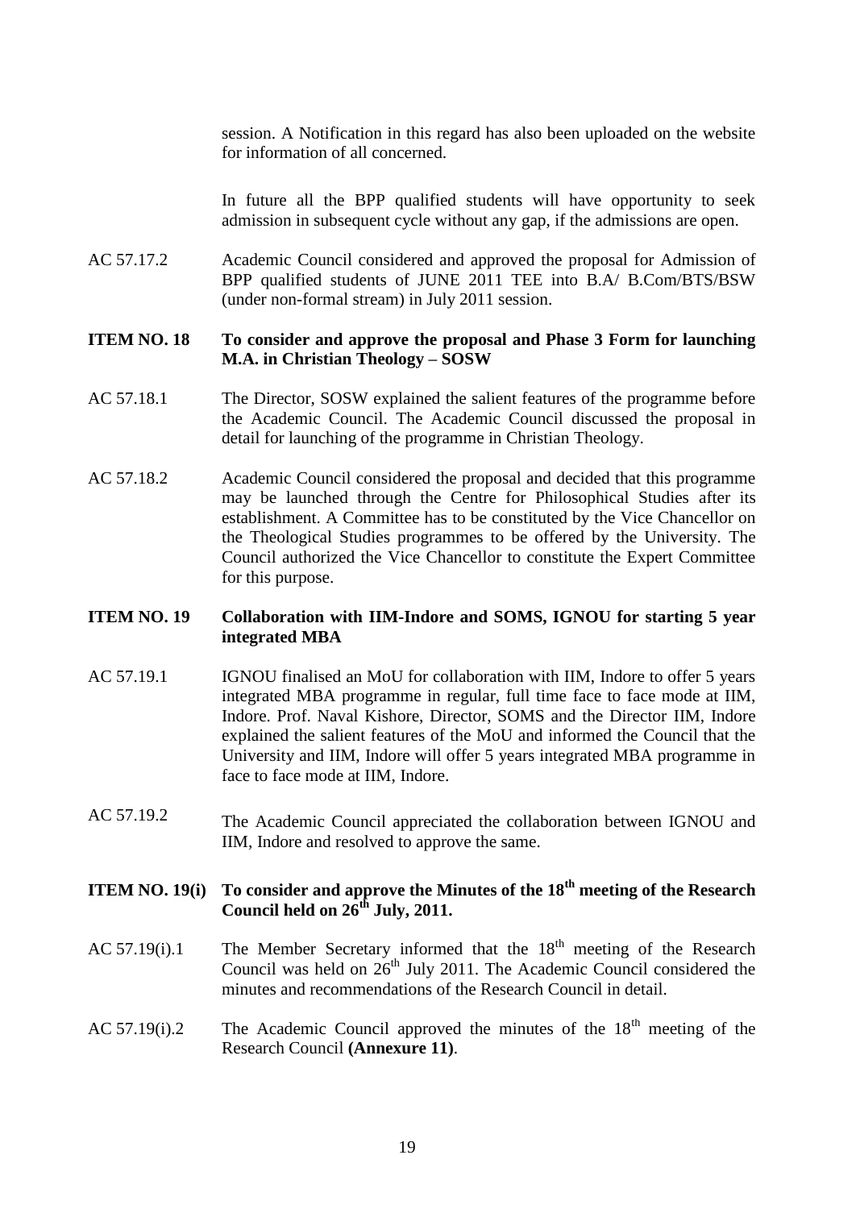session. A Notification in this regard has also been uploaded on the website for information of all concerned.

In future all the BPP qualified students will have opportunity to seek admission in subsequent cycle without any gap, if the admissions are open.

AC 57.17.2 Academic Council considered and approved the proposal for Admission of BPP qualified students of JUNE 2011 TEE into B.A/ B.Com/BTS/BSW (under non-formal stream) in July 2011 session.

**ITEM NO. 18 To consider and approve the proposal and Phase 3 Form for launching M.A. in Christian Theology – SOSW**

AC 57.18.1 The Director, SOSW explained the salient features of the programme before the Academic Council. The Academic Council discussed the proposal in detail for launching of the programme in Christian Theology.

AC 57.18.2 Academic Council considered the proposal and decided that this programme may be launched through the Centre for Philosophical Studies after its establishment. A Committee has to be constituted by the Vice Chancellor on the Theological Studies programmes to be offered by the University. The Council authorized the Vice Chancellor to constitute the Expert Committee for this purpose.

**ITEM NO. 19 Collaboration with IIM-Indore and SOMS, IGNOU for starting 5 year integrated MBA**

AC 57.19.1 IGNOU finalised an MoU for collaboration with IIM, Indore to offer 5 years integrated MBA programme in regular, full time face to face mode at IIM, Indore. Prof. Naval Kishore, Director, SOMS and the Director IIM, Indore explained the salient features of the MoU and informed the Council that the University and IIM, Indore will offer 5 years integrated MBA programme in face to face mode at IIM, Indore.

AC 57.19.2 The Academic Council appreciated the collaboration between IGNOU and IIM, Indore and resolved to approve the same.

**ITEM NO. 19(i) To consider and approve the Minutes of the 18th meeting of the Research Council held on 26th July, 2011.**

AC 57.19(i).1 The Member Secretary informed that the 18th meeting of the Research Council was held on 26th July 2011. The Academic Council considered the minutes and recommendations of the Research Council in detail.

AC 57.19(i).2 The Academic Council approved the minutes of the 18th meeting of the Research Council **(Annexure 11)**.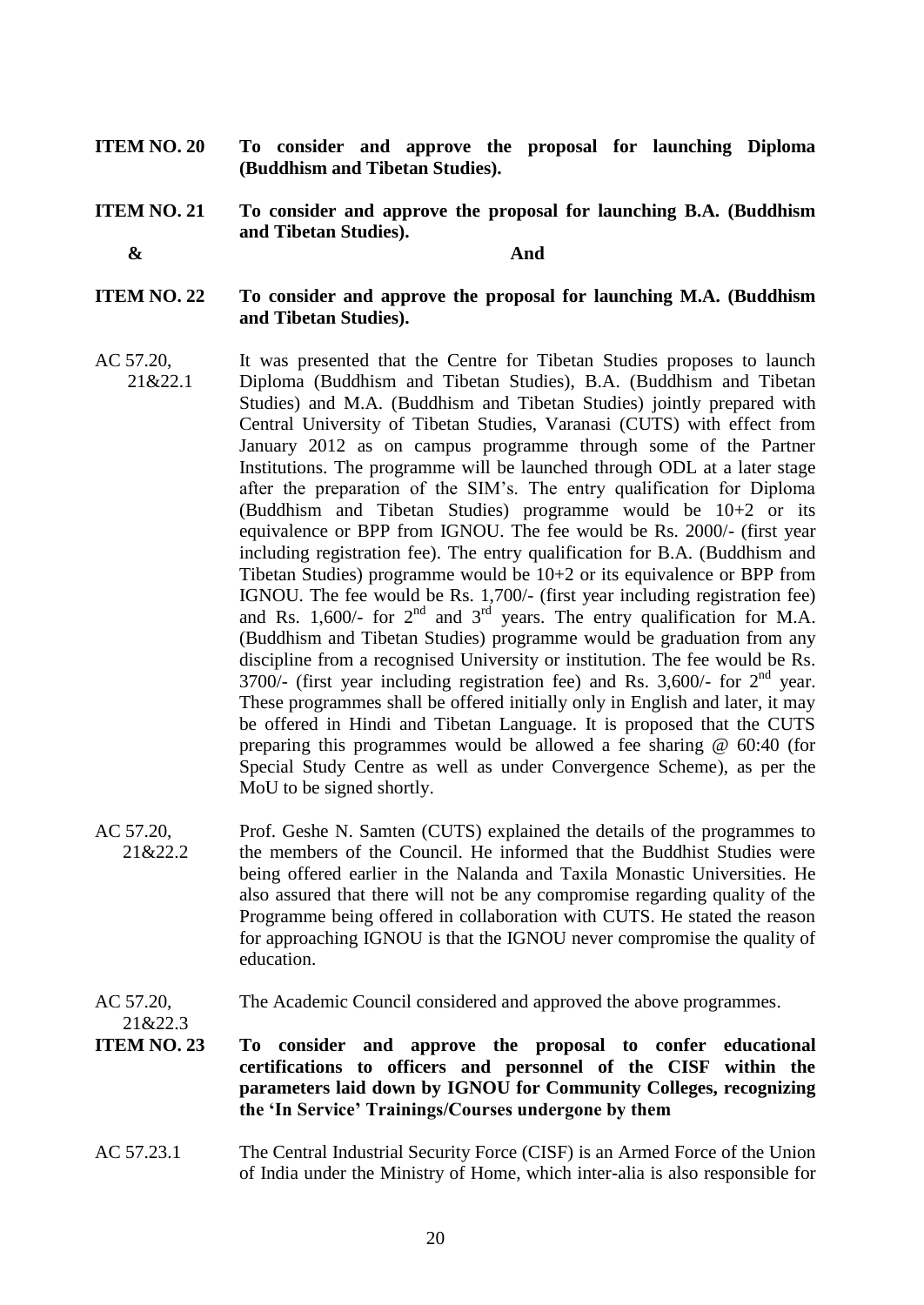**ITEM NO. 20** **To consider and approve the proposal for launching Diploma (Buddhism and Tibetan Studies).**

**ITEM NO. 21** **To consider and approve the proposal for launching B.A. (Buddhism and Tibetan Studies).**

**&** **And**

**ITEM NO. 22** **To consider and approve the proposal for launching M.A. (Buddhism and Tibetan Studies).**

AC 57.20, 21&22.1 It was presented that the Centre for Tibetan Studies proposes to launch Diploma (Buddhism and Tibetan Studies), B.A. (Buddhism and Tibetan Studies) and M.A. (Buddhism and Tibetan Studies) jointly prepared with Central University of Tibetan Studies, Varanasi (CUTS) with effect from January 2012 as on campus programme through some of the Partner Institutions. The programme will be launched through ODL at a later stage after the preparation of the SIM's. The entry qualification for Diploma (Buddhism and Tibetan Studies) programme would be 10+2 or its equivalence or BPP from IGNOU. The fee would be Rs. 2000/- (first year including registration fee). The entry qualification for B.A. (Buddhism and Tibetan Studies) programme would be 10+2 or its equivalence or BPP from IGNOU. The fee would be Rs. 1,700/- (first year including registration fee) and Rs. 1,600/- for 2nd and 3rd years. The entry qualification for M.A. (Buddhism and Tibetan Studies) programme would be graduation from any discipline from a recognised University or institution. The fee would be Rs. 3700/- (first year including registration fee) and Rs. 3,600/- for 2nd year. These programmes shall be offered initially only in English and later, it may be offered in Hindi and Tibetan Language. It is proposed that the CUTS preparing this programmes would be allowed a fee sharing @ 60:40 (for Special Study Centre as well as under Convergence Scheme), as per the MoU to be signed shortly.

AC 57.20, 21&22.2 Prof. Geshe N. Samten (CUTS) explained the details of the programmes to the members of the Council. He informed that the Buddhist Studies were being offered earlier in the Nalanda and Taxila Monastic Universities. He also assured that there will not be any compromise regarding quality of the Programme being offered in collaboration with CUTS. He stated the reason for approaching IGNOU is that the IGNOU never compromise the quality of education.

AC 57.20, 21&22.3 The Academic Council considered and approved the above programmes.

**ITEM NO. 23** **To consider and approve the proposal to confer educational certifications to officers and personnel of the CISF within the parameters laid down by IGNOU for Community Colleges, recognizing the 'In Service' Trainings/Courses undergone by them**

AC 57.23.1 The Central Industrial Security Force (CISF) is an Armed Force of the Union of India under the Ministry of Home, which inter-alia is also responsible for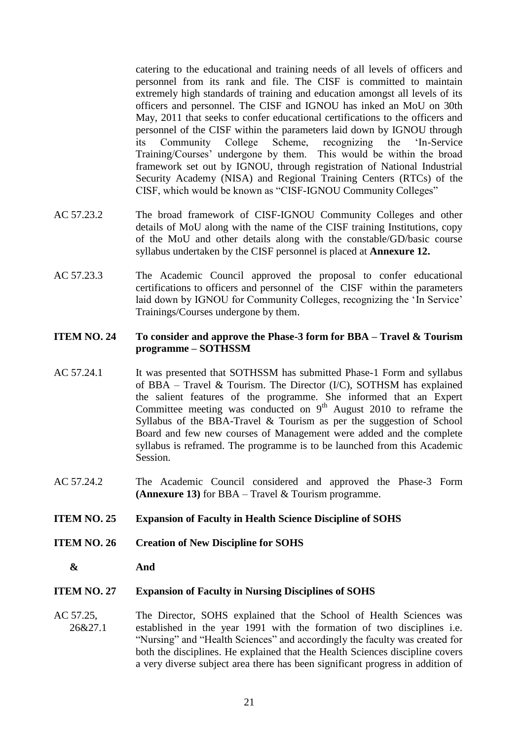catering to the educational and training needs of all levels of officers and personnel from its rank and file. The CISF is committed to maintain extremely high standards of training and education amongst all levels of its officers and personnel. The CISF and IGNOU has inked an MoU on 30th May, 2011 that seeks to confer educational certifications to the officers and personnel of the CISF within the parameters laid down by IGNOU through its Community College Scheme, recognizing the 'In-Service Training/Courses' undergone by them. This would be within the broad framework set out by IGNOU, through registration of National Industrial Security Academy (NISA) and Regional Training Centers (RTCs) of the CISF, which would be known as "CISF-IGNOU Community Colleges"

AC 57.23.2 The broad framework of CISF-IGNOU Community Colleges and other details of MoU along with the name of the CISF training Institutions, copy of the MoU and other details along with the constable/GD/basic course syllabus undertaken by the CISF personnel is placed at **Annexure 12.**

AC 57.23.3 The Academic Council approved the proposal to confer educational certifications to officers and personnel of the CISF within the parameters laid down by IGNOU for Community Colleges, recognizing the 'In Service' Trainings/Courses undergone by them.

**ITEM NO. 24 To consider and approve the Phase-3 form for BBA – Travel & Tourism programme – SOTHSSM**

AC 57.24.1 It was presented that SOTHSSM has submitted Phase-1 Form and syllabus of BBA – Travel & Tourism. The Director (I/C), SOTHSM has explained the salient features of the programme. She informed that an Expert Committee meeting was conducted on 9th August 2010 to reframe the Syllabus of the BBA-Travel & Tourism as per the suggestion of School Board and few new courses of Management were added and the complete syllabus is reframed. The programme is to be launched from this Academic Session.

AC 57.24.2 The Academic Council considered and approved the Phase-3 Form **(Annexure 13)** for BBA – Travel & Tourism programme.

**ITEM NO. 25 Expansion of Faculty in Health Science Discipline of SOHS**

**ITEM NO. 26 Creation of New Discipline for SOHS**

**& And**

**ITEM NO. 27 Expansion of Faculty in Nursing Disciplines of SOHS**

AC 57.25, 26&27.1 The Director, SOHS explained that the School of Health Sciences was established in the year 1991 with the formation of two disciplines i.e. "Nursing" and "Health Sciences" and accordingly the faculty was created for both the disciplines. He explained that the Health Sciences discipline covers a very diverse subject area there has been significant progress in addition of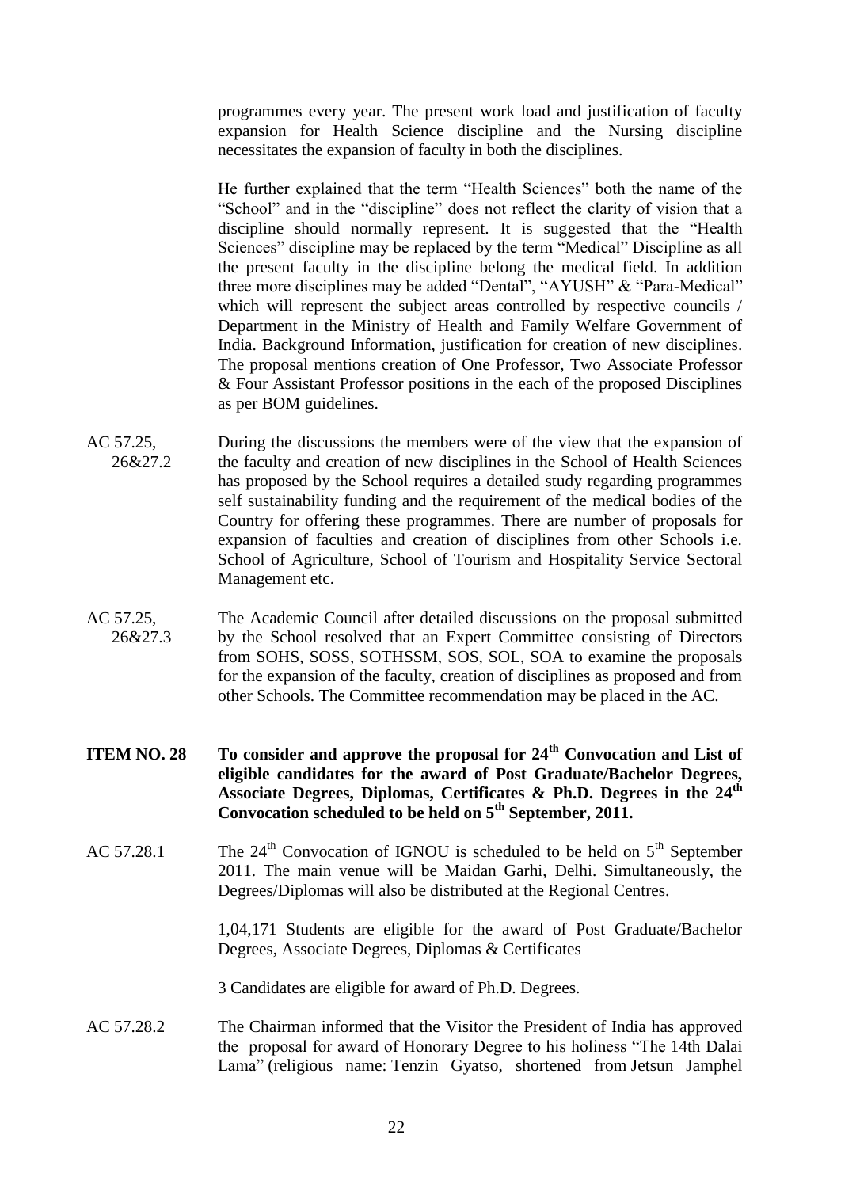programmes every year. The present work load and justification of faculty expansion for Health Science discipline and the Nursing discipline necessitates the expansion of faculty in both the disciplines.

He further explained that the term "Health Sciences" both the name of the "School" and in the "discipline" does not reflect the clarity of vision that a discipline should normally represent. It is suggested that the "Health Sciences" discipline may be replaced by the term "Medical" Discipline as all the present faculty in the discipline belong the medical field. In addition three more disciplines may be added "Dental", "AYUSH" & "Para-Medical" which will represent the subject areas controlled by respective councils / Department in the Ministry of Health and Family Welfare Government of India. Background Information, justification for creation of new disciplines. The proposal mentions creation of One Professor, Two Associate Professor & Four Assistant Professor positions in the each of the proposed Disciplines as per BOM guidelines.

AC 57.25, 26&27.2 During the discussions the members were of the view that the expansion of the faculty and creation of new disciplines in the School of Health Sciences has proposed by the School requires a detailed study regarding programmes self sustainability funding and the requirement of the medical bodies of the Country for offering these programmes. There are number of proposals for expansion of faculties and creation of disciplines from other Schools i.e. School of Agriculture, School of Tourism and Hospitality Service Sectoral Management etc.

AC 57.25, 26&27.3 The Academic Council after detailed discussions on the proposal submitted by the School resolved that an Expert Committee consisting of Directors from SOHS, SOSS, SOTHSSM, SOS, SOL, SOA to examine the proposals for the expansion of the faculty, creation of disciplines as proposed and from other Schools. The Committee recommendation may be placed in the AC.

**ITEM NO. 28 To consider and approve the proposal for 24th Convocation and List of eligible candidates for the award of Post Graduate/Bachelor Degrees, Associate Degrees, Diplomas, Certificates & Ph.D. Degrees in the 24th Convocation scheduled to be held on 5th September, 2011.**

AC 57.28.1 The 24th Convocation of IGNOU is scheduled to be held on 5th September 2011. The main venue will be Maidan Garhi, Delhi. Simultaneously, the Degrees/Diplomas will also be distributed at the Regional Centres.

1,04,171 Students are eligible for the award of Post Graduate/Bachelor Degrees, Associate Degrees, Diplomas & Certificates

3 Candidates are eligible for award of Ph.D. Degrees.

AC 57.28.2 The Chairman informed that the Visitor the President of India has approved the proposal for award of Honorary Degree to his holiness "The 14th Dalai Lama" (religious name: Tenzin Gyatso, shortened from Jetsun Jamphel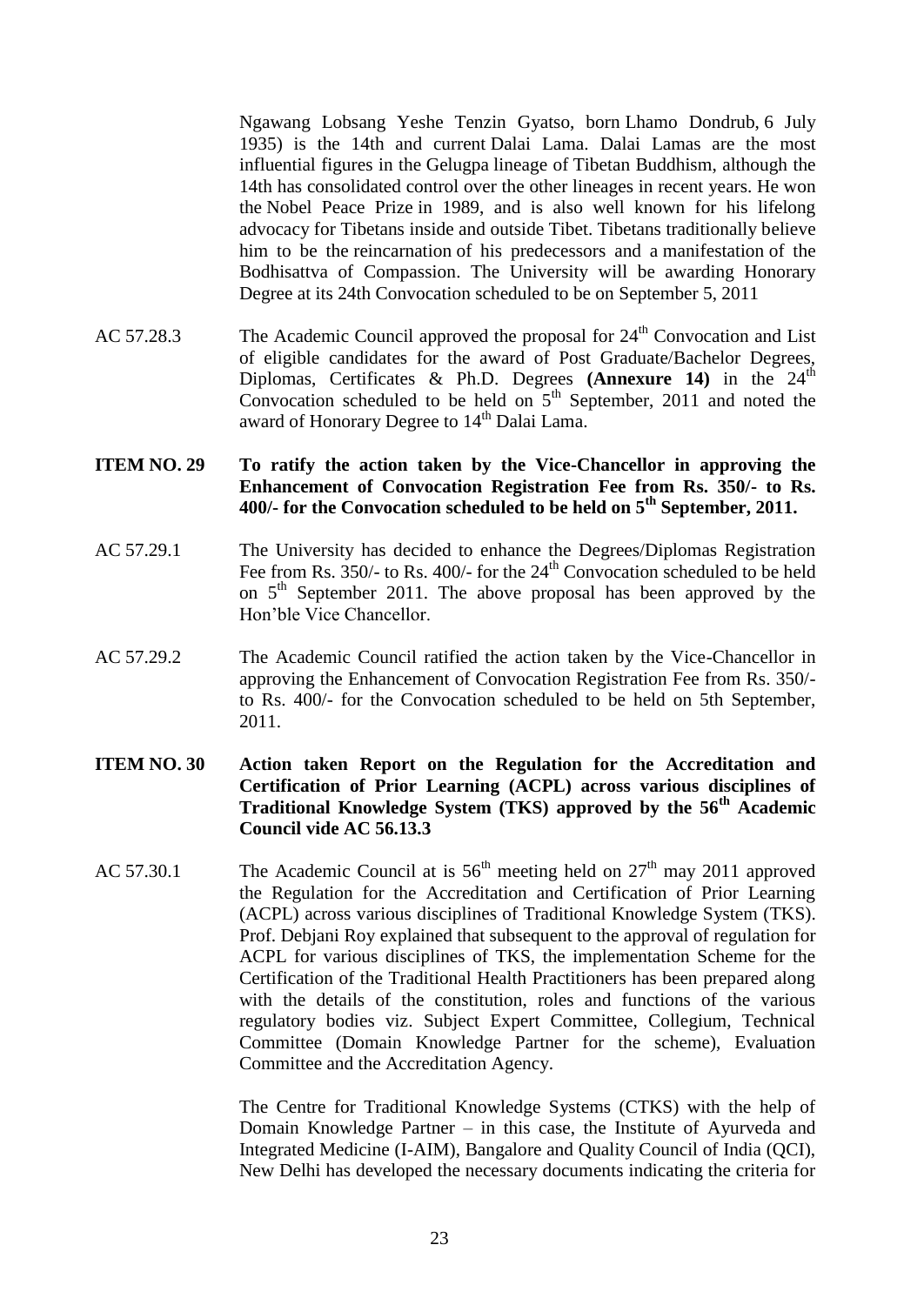Ngawang Lobsang Yeshe Tenzin Gyatso, born Lhamo Dondrub, 6 July 1935) is the 14th and current Dalai Lama. Dalai Lamas are the most influential figures in the Gelugpa lineage of Tibetan Buddhism, although the 14th has consolidated control over the other lineages in recent years. He won the Nobel Peace Prize in 1989, and is also well known for his lifelong advocacy for Tibetans inside and outside Tibet. Tibetans traditionally believe him to be the reincarnation of his predecessors and a manifestation of the Bodhisattva of Compassion. The University will be awarding Honorary Degree at its 24th Convocation scheduled to be on September 5, 2011

AC 57.28.3 The Academic Council approved the proposal for 24th Convocation and List of eligible candidates for the award of Post Graduate/Bachelor Degrees, Diplomas, Certificates & Ph.D. Degrees **(Annexure 14)** in the 24th Convocation scheduled to be held on 5th September, 2011 and noted the award of Honorary Degree to 14th Dalai Lama.

**ITEM NO. 29 To ratify the action taken by the Vice-Chancellor in approving the Enhancement of Convocation Registration Fee from Rs. 350/- to Rs. 400/- for the Convocation scheduled to be held on 5th September, 2011.**

AC 57.29.1 The University has decided to enhance the Degrees/Diplomas Registration Fee from Rs. 350/- to Rs. 400/- for the 24th Convocation scheduled to be held on 5th September 2011. The above proposal has been approved by the Hon'ble Vice Chancellor.

AC 57.29.2 The Academic Council ratified the action taken by the Vice-Chancellor in approving the Enhancement of Convocation Registration Fee from Rs. 350/- to Rs. 400/- for the Convocation scheduled to be held on 5th September, 2011.

**ITEM NO. 30 Action taken Report on the Regulation for the Accreditation and Certification of Prior Learning (ACPL) across various disciplines of Traditional Knowledge System (TKS) approved by the 56th Academic Council vide AC 56.13.3**

AC 57.30.1 The Academic Council at is 56th meeting held on 27th may 2011 approved the Regulation for the Accreditation and Certification of Prior Learning (ACPL) across various disciplines of Traditional Knowledge System (TKS). Prof. Debjani Roy explained that subsequent to the approval of regulation for ACPL for various disciplines of TKS, the implementation Scheme for the Certification of the Traditional Health Practitioners has been prepared along with the details of the constitution, roles and functions of the various regulatory bodies viz. Subject Expert Committee, Collegium, Technical Committee (Domain Knowledge Partner for the scheme), Evaluation Committee and the Accreditation Agency.

The Centre for Traditional Knowledge Systems (CTKS) with the help of Domain Knowledge Partner – in this case, the Institute of Ayurveda and Integrated Medicine (I-AIM), Bangalore and Quality Council of India (QCI), New Delhi has developed the necessary documents indicating the criteria for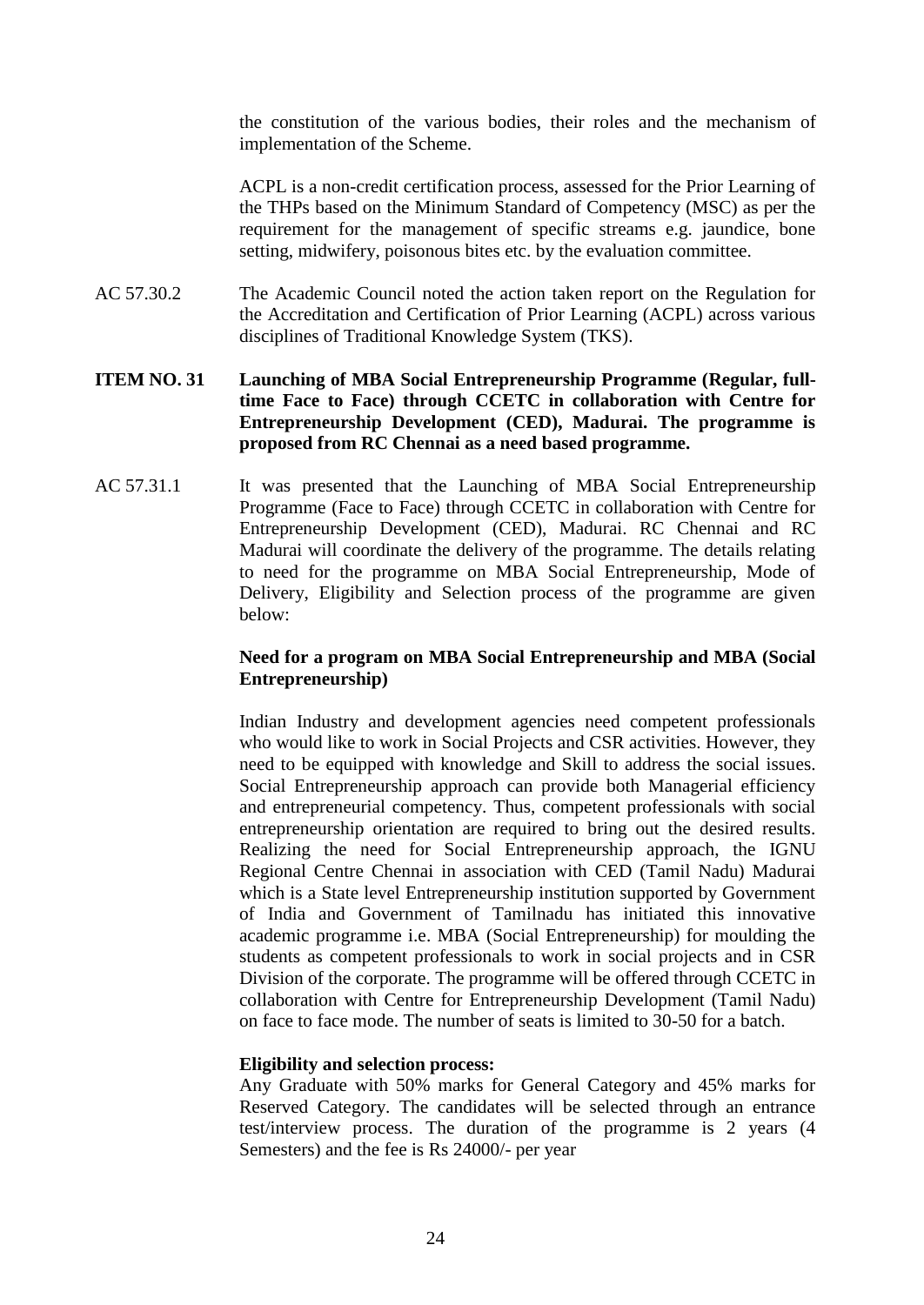the constitution of the various bodies, their roles and the mechanism of implementation of the Scheme.

ACPL is a non-credit certification process, assessed for the Prior Learning of the THPs based on the Minimum Standard of Competency (MSC) as per the requirement for the management of specific streams e.g. jaundice, bone setting, midwifery, poisonous bites etc. by the evaluation committee.

AC 57.30.2 The Academic Council noted the action taken report on the Regulation for the Accreditation and Certification of Prior Learning (ACPL) across various disciplines of Traditional Knowledge System (TKS).

**ITEM NO. 31 Launching of MBA Social Entrepreneurship Programme (Regular, full-time Face to Face) through CCETC in collaboration with Centre for Entrepreneurship Development (CED), Madurai. The programme is proposed from RC Chennai as a need based programme.**

AC 57.31.1 It was presented that the Launching of MBA Social Entrepreneurship Programme (Face to Face) through CCETC in collaboration with Centre for Entrepreneurship Development (CED), Madurai. RC Chennai and RC Madurai will coordinate the delivery of the programme. The details relating to need for the programme on MBA Social Entrepreneurship, Mode of Delivery, Eligibility and Selection process of the programme are given below:

**Need for a program on MBA Social Entrepreneurship and MBA (Social Entrepreneurship)**

Indian Industry and development agencies need competent professionals who would like to work in Social Projects and CSR activities. However, they need to be equipped with knowledge and Skill to address the social issues. Social Entrepreneurship approach can provide both Managerial efficiency and entrepreneurial competency. Thus, competent professionals with social entrepreneurship orientation are required to bring out the desired results. Realizing the need for Social Entrepreneurship approach, the IGNU Regional Centre Chennai in association with CED (Tamil Nadu) Madurai which is a State level Entrepreneurship institution supported by Government of India and Government of Tamilnadu has initiated this innovative academic programme i.e. MBA (Social Entrepreneurship) for moulding the students as competent professionals to work in social projects and in CSR Division of the corporate. The programme will be offered through CCETC in collaboration with Centre for Entrepreneurship Development (Tamil Nadu) on face to face mode. The number of seats is limited to 30-50 for a batch.

**Eligibility and selection process:**

Any Graduate with 50% marks for General Category and 45% marks for Reserved Category. The candidates will be selected through an entrance test/interview process. The duration of the programme is 2 years (4 Semesters) and the fee is Rs 24000/- per year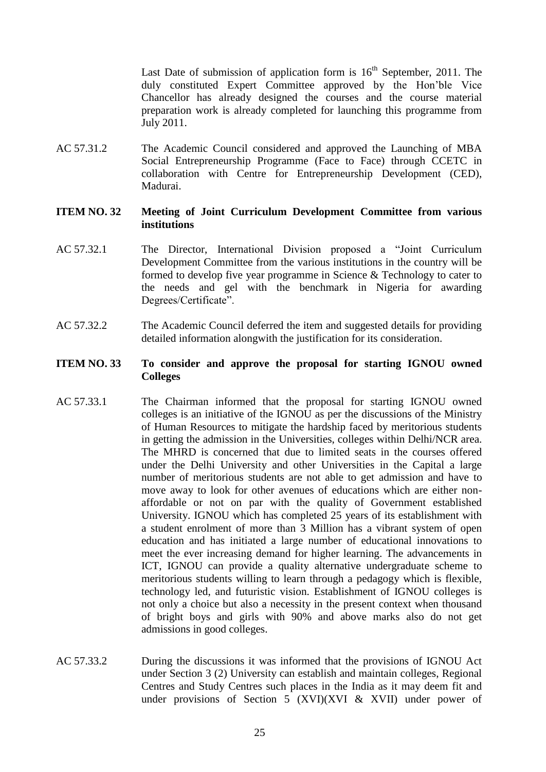Last Date of submission of application form is 16th September, 2011. The duly constituted Expert Committee approved by the Hon'ble Vice Chancellor has already designed the courses and the course material preparation work is already completed for launching this programme from July 2011.

AC 57.31.2 The Academic Council considered and approved the Launching of MBA Social Entrepreneurship Programme (Face to Face) through CCETC in collaboration with Centre for Entrepreneurship Development (CED), Madurai.

**ITEM NO. 32 Meeting of Joint Curriculum Development Committee from various institutions**

AC 57.32.1 The Director, International Division proposed a "Joint Curriculum Development Committee from the various institutions in the country will be formed to develop five year programme in Science & Technology to cater to the needs and gel with the benchmark in Nigeria for awarding Degrees/Certificate".

AC 57.32.2 The Academic Council deferred the item and suggested details for providing detailed information alongwith the justification for its consideration.

**ITEM NO. 33 To consider and approve the proposal for starting IGNOU owned Colleges**

AC 57.33.1 The Chairman informed that the proposal for starting IGNOU owned colleges is an initiative of the IGNOU as per the discussions of the Ministry of Human Resources to mitigate the hardship faced by meritorious students in getting the admission in the Universities, colleges within Delhi/NCR area. The MHRD is concerned that due to limited seats in the courses offered under the Delhi University and other Universities in the Capital a large number of meritorious students are not able to get admission and have to move away to look for other avenues of educations which are either non-affordable or not on par with the quality of Government established University. IGNOU which has completed 25 years of its establishment with a student enrolment of more than 3 Million has a vibrant system of open education and has initiated a large number of educational innovations to meet the ever increasing demand for higher learning. The advancements in ICT, IGNOU can provide a quality alternative undergraduate scheme to meritorious students willing to learn through a pedagogy which is flexible, technology led, and futuristic vision. Establishment of IGNOU colleges is not only a choice but also a necessity in the present context when thousand of bright boys and girls with 90% and above marks also do not get admissions in good colleges.

AC 57.33.2 During the discussions it was informed that the provisions of IGNOU Act under Section 3 (2) University can establish and maintain colleges, Regional Centres and Study Centres such places in the India as it may deem fit and under provisions of Section 5 (XVI)(XVI & XVII) under power of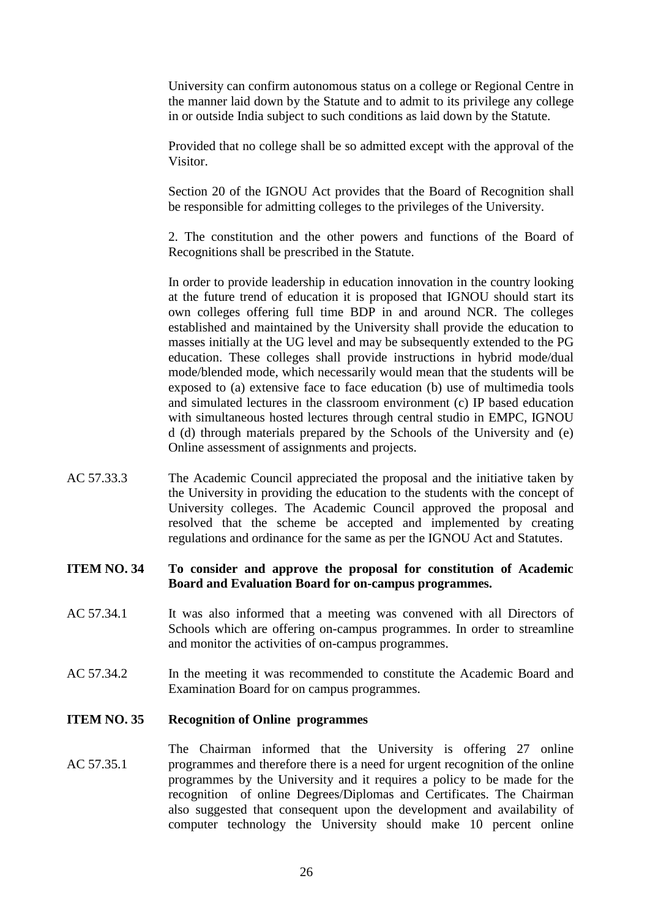University can confirm autonomous status on a college or Regional Centre in the manner laid down by the Statute and to admit to its privilege any college in or outside India subject to such conditions as laid down by the Statute.

Provided that no college shall be so admitted except with the approval of the Visitor.

Section 20 of the IGNOU Act provides that the Board of Recognition shall be responsible for admitting colleges to the privileges of the University.

2. The constitution and the other powers and functions of the Board of Recognitions shall be prescribed in the Statute.

In order to provide leadership in education innovation in the country looking at the future trend of education it is proposed that IGNOU should start its own colleges offering full time BDP in and around NCR. The colleges established and maintained by the University shall provide the education to masses initially at the UG level and may be subsequently extended to the PG education. These colleges shall provide instructions in hybrid mode/dual mode/blended mode, which necessarily would mean that the students will be exposed to (a) extensive face to face education (b) use of multimedia tools and simulated lectures in the classroom environment (c) IP based education with simultaneous hosted lectures through central studio in EMPC, IGNOU d (d) through materials prepared by the Schools of the University and (e) Online assessment of assignments and projects.

AC 57.33.3 The Academic Council appreciated the proposal and the initiative taken by the University in providing the education to the students with the concept of University colleges. The Academic Council approved the proposal and resolved that the scheme be accepted and implemented by creating regulations and ordinance for the same as per the IGNOU Act and Statutes.

**ITEM NO. 34 To consider and approve the proposal for constitution of Academic Board and Evaluation Board for on-campus programmes.**

AC 57.34.1 It was also informed that a meeting was convened with all Directors of Schools which are offering on-campus programmes. In order to streamline and monitor the activities of on-campus programmes.

AC 57.34.2 In the meeting it was recommended to constitute the Academic Board and Examination Board for on campus programmes.

**ITEM NO. 35 Recognition of Online programmes**

AC 57.35.1 The Chairman informed that the University is offering 27 online programmes and therefore there is a need for urgent recognition of the online programmes by the University and it requires a policy to be made for the recognition of online Degrees/Diplomas and Certificates. The Chairman also suggested that consequent upon the development and availability of computer technology the University should make 10 percent online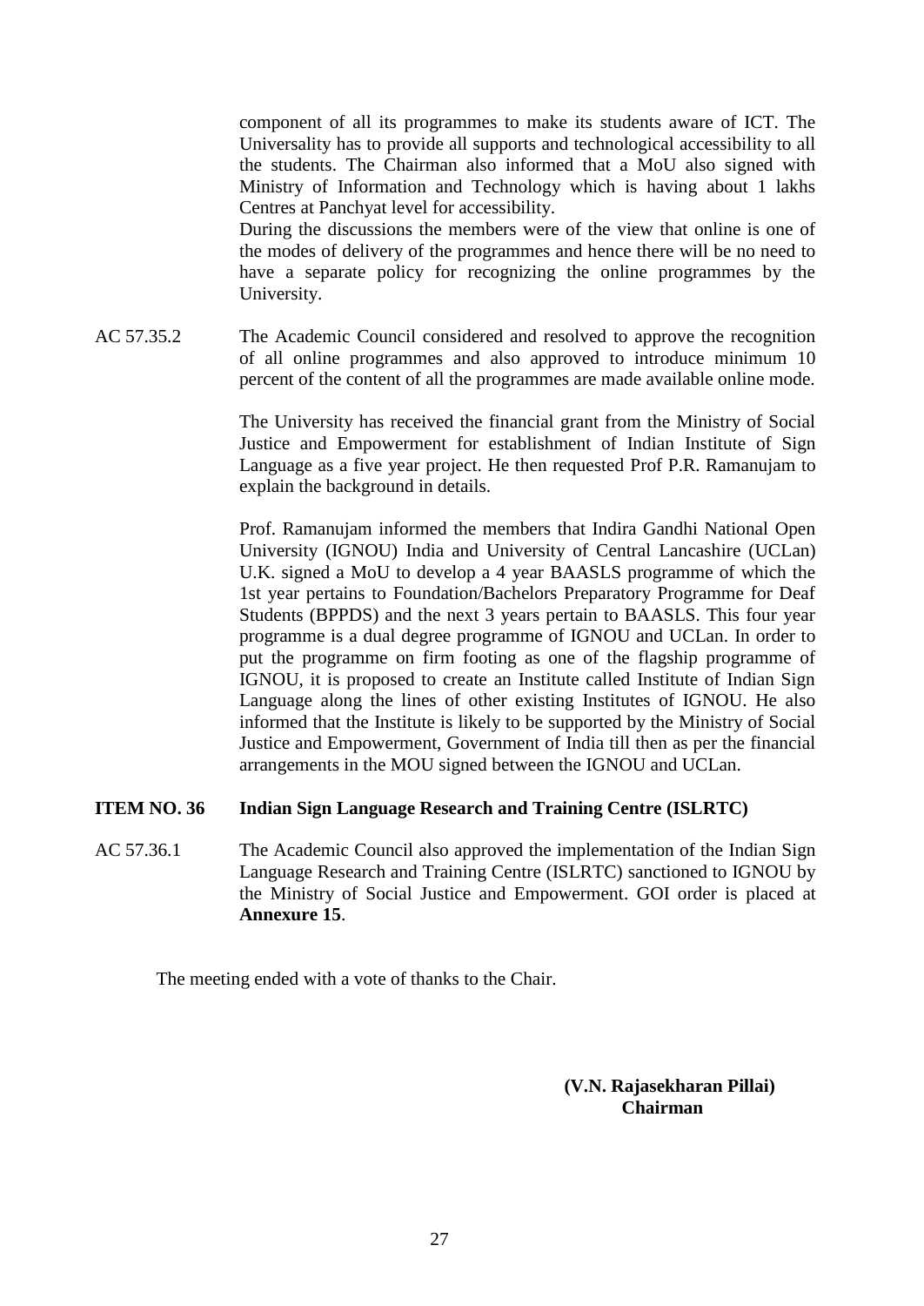component of all its programmes to make its students aware of ICT. The Universality has to provide all supports and technological accessibility to all the students. The Chairman also informed that a MoU also signed with Ministry of Information and Technology which is having about 1 lakhs Centres at Panchyat level for accessibility.

During the discussions the members were of the view that online is one of the modes of delivery of the programmes and hence there will be no need to have a separate policy for recognizing the online programmes by the University.

AC 57.35.2 The Academic Council considered and resolved to approve the recognition of all online programmes and also approved to introduce minimum 10 percent of the content of all the programmes are made available online mode.

The University has received the financial grant from the Ministry of Social Justice and Empowerment for establishment of Indian Institute of Sign Language as a five year project. He then requested Prof P.R. Ramanujam to explain the background in details.

Prof. Ramanujam informed the members that Indira Gandhi National Open University (IGNOU) India and University of Central Lancashire (UCLan) U.K. signed a MoU to develop a 4 year BAASLS programme of which the 1st year pertains to Foundation/Bachelors Preparatory Programme for Deaf Students (BPPDS) and the next 3 years pertain to BAASLS. This four year programme is a dual degree programme of IGNOU and UCLan. In order to put the programme on firm footing as one of the flagship programme of IGNOU, it is proposed to create an Institute called Institute of Indian Sign Language along the lines of other existing Institutes of IGNOU. He also informed that the Institute is likely to be supported by the Ministry of Social Justice and Empowerment, Government of India till then as per the financial arrangements in the MOU signed between the IGNOU and UCLan.

**ITEM NO. 36 Indian Sign Language Research and Training Centre (ISLRTC)**

AC 57.36.1 The Academic Council also approved the implementation of the Indian Sign Language Research and Training Centre (ISLRTC) sanctioned to IGNOU by the Ministry of Social Justice and Empowerment. GOI order is placed at **Annexure 15**.

The meeting ended with a vote of thanks to the Chair.

**(V.N. Rajasekharan Pillai)**
**Chairman**